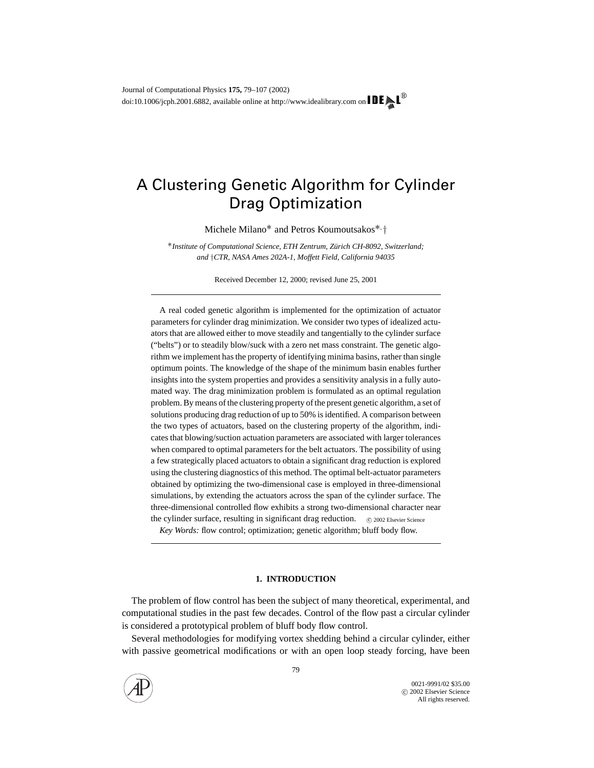# A Clustering Genetic Algorithm for Cylinder Drag Optimization

Michele Milano* and Petros Koumoutsakos*,†

*Institute of Computational Science, ETH Zentrum, Zürich CH-8092, Switzerland; and †CTR, NASA Ames 202A-1, Moffett Field, California 94035*

Received December 12, 2000; revised June 25, 2001

A real coded genetic algorithm is implemented for the optimization of actuator parameters for cylinder drag minimization. We consider two types of idealized actuators that are allowed either to move steadily and tangentially to the cylinder surface ("belts") or to steadily blow/suck with a zero net mass constraint. The genetic algorithm we implement has the property of identifying minima basins, rather than single optimum points. The knowledge of the shape of the minimum basin enables further insights into the system properties and provides a sensitivity analysis in a fully automated way. The drag minimization problem is formulated as an optimal regulation problem. By means of the clustering property of the present genetic algorithm, a set of solutions producing drag reduction of up to 50% is identified. A comparison between the two types of actuators, based on the clustering property of the algorithm, indicates that blowing/suction actuation parameters are associated with larger tolerances when compared to optimal parameters for the belt actuators. The possibility of using a few strategically placed actuators to obtain a significant drag reduction is explored using the clustering diagnostics of this method. The optimal belt-actuator parameters obtained by optimizing the two-dimensional case is employed in three-dimensional simulations, by extending the actuators across the span of the cylinder surface. The three-dimensional controlled flow exhibits a strong two-dimensional character near the cylinder surface, resulting in significant drag reduction. © 2002 Elsevier Science

*Key Words:* flow control; optimization; genetic algorithm; bluff body flow.

## 1. INTRODUCTION

The problem of flow control has been the subject of many theoretical, experimental, and computational studies in the past few decades. Control of the flow past a circular cylinder is considered a prototypical problem of bluff body flow control.

Several methodologies for modifying vortex shedding behind a circular cylinder, either with passive geometrical modifications or with an open loop steady forcing, have been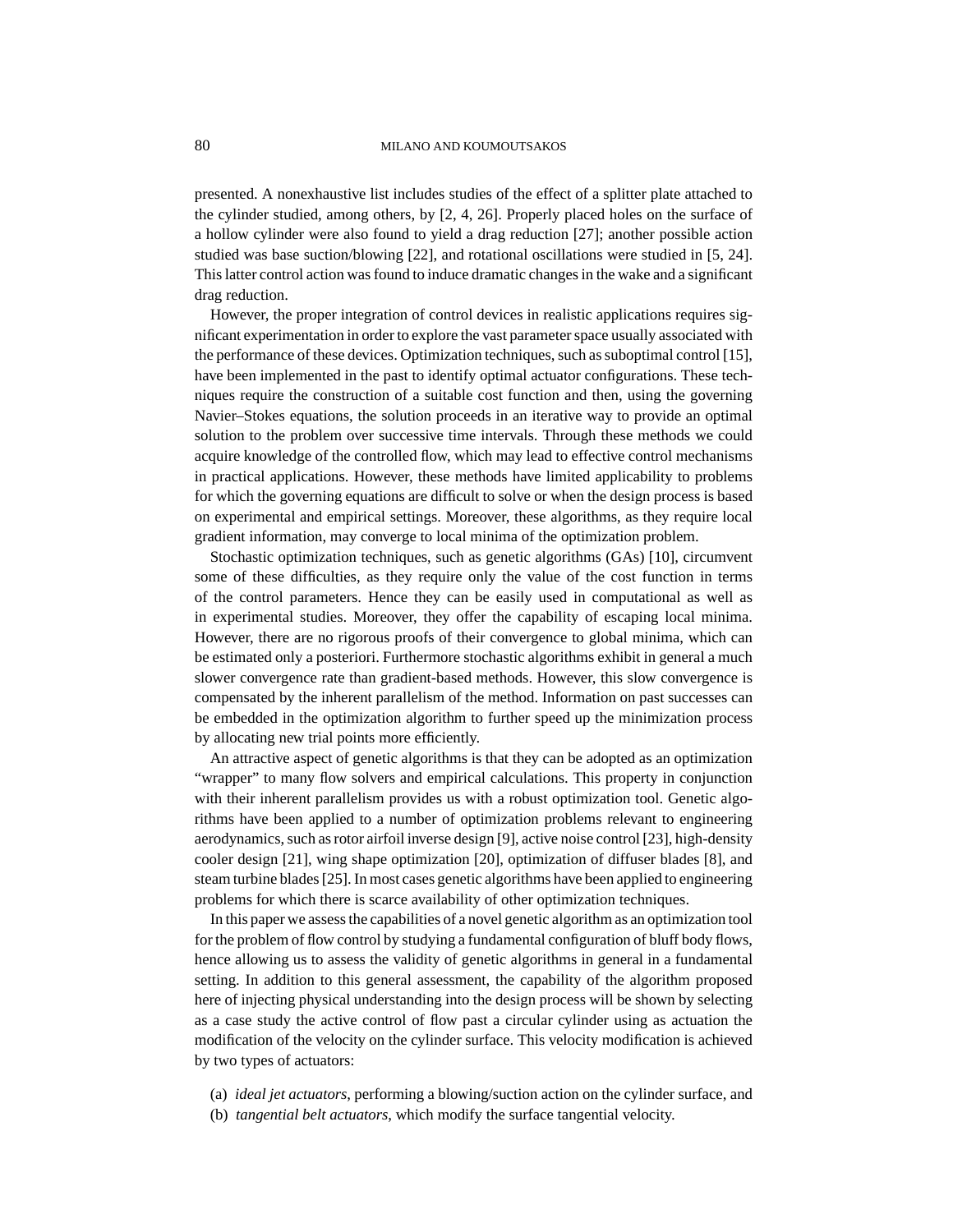presented. A nonexhaustive list includes studies of the effect of a splitter plate attached to the cylinder studied, among others, by [2, 4, 26]. Properly placed holes on the surface of a hollow cylinder were also found to yield a drag reduction [27]; another possible action studied was base suction/blowing [22], and rotational oscillations were studied in [5, 24]. This latter control action was found to induce dramatic changes in the wake and a significant drag reduction.

However, the proper integration of control devices in realistic applications requires significant experimentation in order to explore the vast parameter space usually associated with the performance of these devices. Optimization techniques, such as suboptimal control [15], have been implemented in the past to identify optimal actuator configurations. These techniques require the construction of a suitable cost function and then, using the governing Navier–Stokes equations, the solution proceeds in an iterative way to provide an optimal solution to the problem over successive time intervals. Through these methods we could acquire knowledge of the controlled flow, which may lead to effective control mechanisms in practical applications. However, these methods have limited applicability to problems for which the governing equations are difficult to solve or when the design process is based on experimental and empirical settings. Moreover, these algorithms, as they require local gradient information, may converge to local minima of the optimization problem.

Stochastic optimization techniques, such as genetic algorithms (GAs) [10], circumvent some of these difficulties, as they require only the value of the cost function in terms of the control parameters. Hence they can be easily used in computational as well as in experimental studies. Moreover, they offer the capability of escaping local minima. However, there are no rigorous proofs of their convergence to global minima, which can be estimated only a posteriori. Furthermore stochastic algorithms exhibit in general a much slower convergence rate than gradient-based methods. However, this slow convergence is compensated by the inherent parallelism of the method. Information on past successes can be embedded in the optimization algorithm to further speed up the minimization process by allocating new trial points more efficiently.

An attractive aspect of genetic algorithms is that they can be adopted as an optimization "wrapper" to many flow solvers and empirical calculations. This property in conjunction with their inherent parallelism provides us with a robust optimization tool. Genetic algorithms have been applied to a number of optimization problems relevant to engineering aerodynamics, such as rotor airfoil inverse design [9], active noise control [23], high-density cooler design [21], wing shape optimization [20], optimization of diffuser blades [8], and steam turbine blades [25]. In most cases genetic algorithms have been applied to engineering problems for which there is scarce availability of other optimization techniques.

In this paper we assess the capabilities of a novel genetic algorithm as an optimization tool for the problem of flow control by studying a fundamental configuration of bluff body flows, hence allowing us to assess the validity of genetic algorithms in general in a fundamental setting. In addition to this general assessment, the capability of the algorithm proposed here of injecting physical understanding into the design process will be shown by selecting as a case study the active control of flow past a circular cylinder using as actuation the modification of the velocity on the cylinder surface. This velocity modification is achieved by two types of actuators:

(a) *ideal jet actuators*, performing a blowing/suction action on the cylinder surface, and
(b) *tangential belt actuators*, which modify the surface tangential velocity.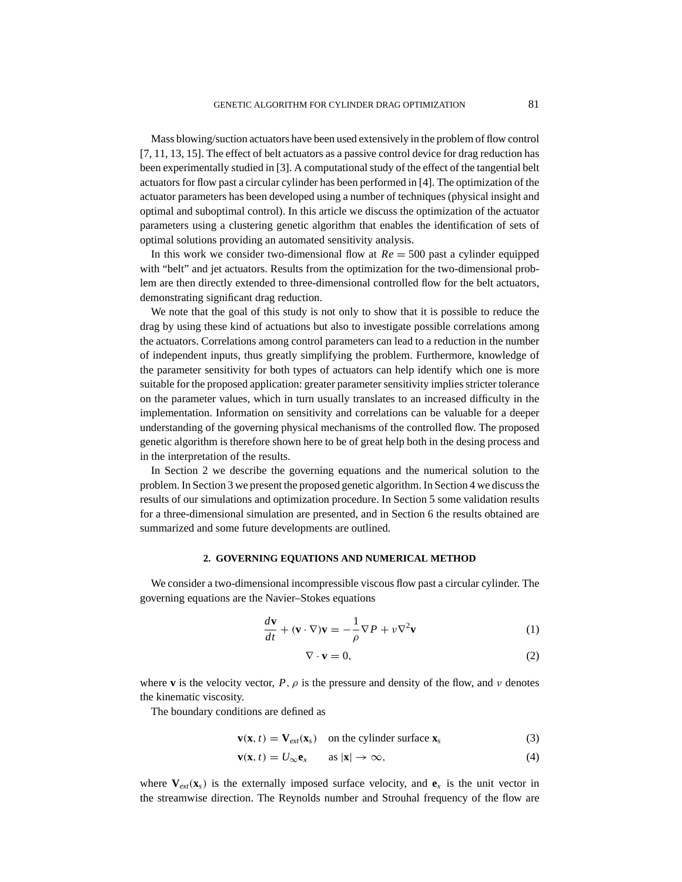Mass blowing/suction actuators have been used extensively in the problem of flow control [7, 11, 13, 15]. The effect of belt actuators as a passive control device for drag reduction has been experimentally studied in [3]. A computational study of the effect of the tangential belt actuators for flow past a circular cylinder has been performed in [4]. The optimization of the actuator parameters has been developed using a number of techniques (physical insight and optimal and suboptimal control). In this article we discuss the optimization of the actuator parameters using a clustering genetic algorithm that enables the identification of sets of optimal solutions providing an automated sensitivity analysis.

In this work we consider two-dimensional flow at $Re = 500$ past a cylinder equipped with "belt" and jet actuators. Results from the optimization for the two-dimensional problem are then directly extended to three-dimensional controlled flow for the belt actuators, demonstrating significant drag reduction.

We note that the goal of this study is not only to show that it is possible to reduce the drag by using these kind of actuations but also to investigate possible correlations among the actuators. Correlations among control parameters can lead to a reduction in the number of independent inputs, thus greatly simplifying the problem. Furthermore, knowledge of the parameter sensitivity for both types of actuators can help identify which one is more suitable for the proposed application: greater parameter sensitivity implies stricter tolerance on the parameter values, which in turn usually translates to an increased difficulty in the implementation. Information on sensitivity and correlations can be valuable for a deeper understanding of the governing physical mechanisms of the controlled flow. The proposed genetic algorithm is therefore shown here to be of great help both in the desing process and in the interpretation of the results.

In Section 2 we describe the governing equations and the numerical solution to the problem. In Section 3 we present the proposed genetic algorithm. In Section 4 we discuss the results of our simulations and optimization procedure. In Section 5 some validation results for a three-dimensional simulation are presented, and in Section 6 the results obtained are summarized and some future developments are outlined.

## 2. GOVERNING EQUATIONS AND NUMERICAL METHOD

We consider a two-dimensional incompressible viscous flow past a circular cylinder. The governing equations are the Navier–Stokes equations

$$\frac{d\mathbf{v}}{dt} + (\mathbf{v} \cdot \nabla)\mathbf{v} = -\frac{1}{\rho}\nabla P + \nu \nabla^2 \mathbf{v} \tag{1}$$

$$\nabla \cdot \mathbf{v} = 0, \tag{2}$$

where $\mathbf{v}$ is the velocity vector, $P$, $\rho$ is the pressure and density of the flow, and $\nu$ denotes the kinematic viscosity.

The boundary conditions are defined as

$$\mathbf{v}(\mathbf{x}, t) = \mathbf{V}_{ext}(\mathbf{x}_s) \quad \text{on the cylinder surface } \mathbf{x}_s \tag{3}$$

$$\mathbf{v}(\mathbf{x}, t) = U_\infty \mathbf{e}_x \qquad \text{as } |\mathbf{x}| \to \infty, \tag{4}$$

where $\mathbf{V}_{ext}(\mathbf{x}_s)$ is the externally imposed surface velocity, and $\mathbf{e}_x$ is the unit vector in the streamwise direction. The Reynolds number and Strouhal frequency of the flow are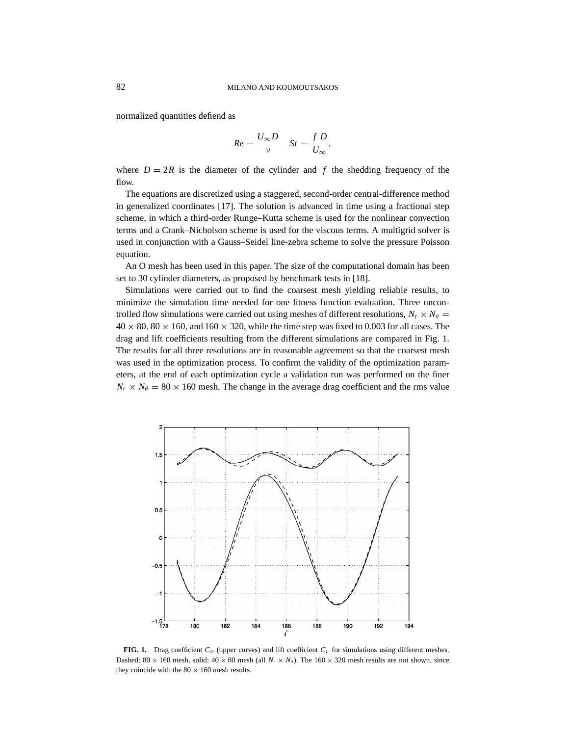normalized quantities defiend as

$$Re = \frac{U_\infty D}{\nu} \quad St = \frac{f\,D}{U_\infty},$$

where $D = 2R$ is the diameter of the cylinder and $f$ the shedding frequency of the flow.

The equations are discretized using a staggered, second-order central-difference method in generalized coordinates [17]. The solution is advanced in time using a fractional step scheme, in which a third-order Runge–Kutta scheme is used for the nonlinear convection terms and a Crank–Nicholson scheme is used for the viscous terms. A multigrid solver is used in conjunction with a Gauss–Seidel line-zebra scheme to solve the pressure Poisson equation.

An O mesh has been used in this paper. The size of the computational domain has been set to 30 cylinder diameters, as proposed by benchmark tests in [18].

Simulations were carried out to find the coarsest mesh yielding reliable results, to minimize the simulation time needed for one fitness function evaluation. Three uncontrolled flow simulations were carried out using meshes of different resolutions, $N_r \times N_\theta = 40 \times 80$, $80 \times 160$, and $160 \times 320$, while the time step was fixed to 0.003 for all cases. The drag and lift coefficients resulting from the different simulations are compared in Fig. 1. The results for all three resolutions are in reasonable agreement so that the coarsest mesh was used in the optimization process. To confirm the validity of the optimization parameters, at the end of each optimization cycle a validation run was performed on the finer $N_r \times N_\theta = 80 \times 160$ mesh. The change in the average drag coefficient and the rms value

**FIG. 1.** Drag coefficient $C_D$ (upper curves) and lift coefficient $C_L$ for simulations using different meshes. Dashed: $80 \times 160$ mesh, solid: $40 \times 80$ mesh (all $N_r \times N_\theta$). The $160 \times 320$ mesh results are not shown, since they coincide with the $80 \times 160$ mesh results.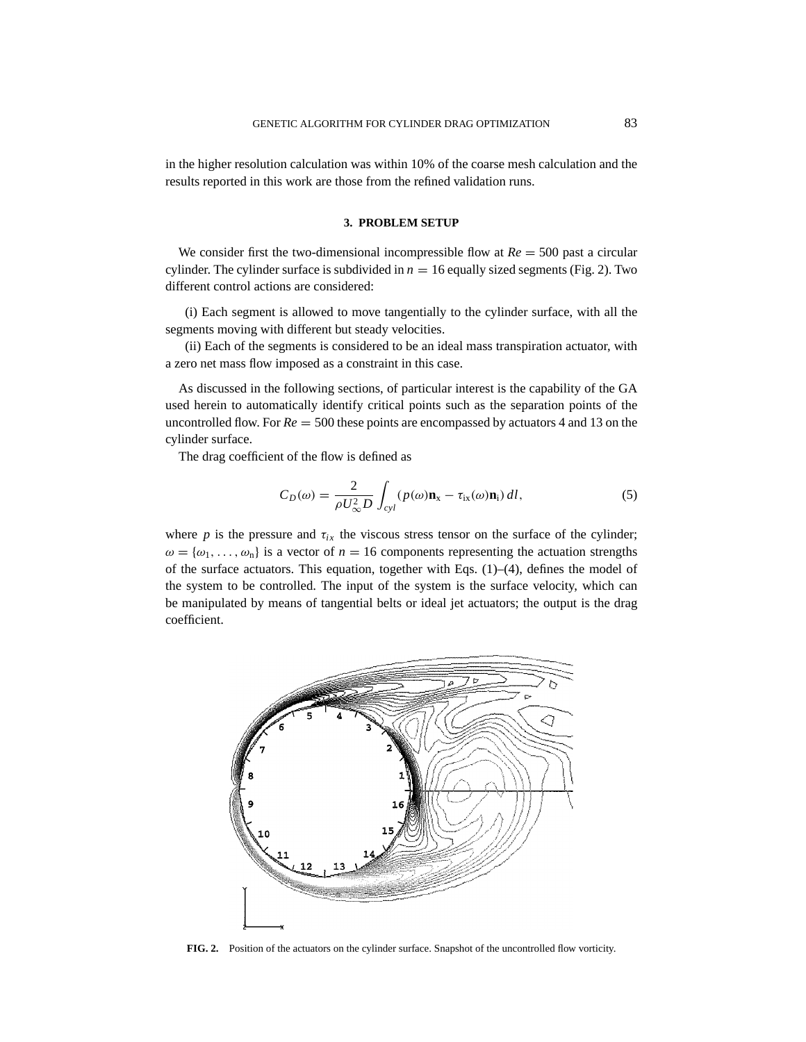in the higher resolution calculation was within 10% of the coarse mesh calculation and the results reported in this work are those from the refined validation runs.

## 3. PROBLEM SETUP

We consider first the two-dimensional incompressible flow at $Re = 500$ past a circular cylinder. The cylinder surface is subdivided in $n = 16$ equally sized segments (Fig. 2). Two different control actions are considered:

(i) Each segment is allowed to move tangentially to the cylinder surface, with all the segments moving with different but steady velocities.

(ii) Each of the segments is considered to be an ideal mass transpiration actuator, with a zero net mass flow imposed as a constraint in this case.

As discussed in the following sections, of particular interest is the capability of the GA used herein to automatically identify critical points such as the separation points of the uncontrolled flow. For $Re = 500$ these points are encompassed by actuators 4 and 13 on the cylinder surface.

The drag coefficient of the flow is defined as

$$C_D(\omega) = \frac{2}{\rho U_\infty^2 D} \int_{cyl} (p(\omega)\mathbf{n}_x - \tau_{ix}(\omega)\mathbf{n}_i)\, dl, \tag{5}$$

where $p$ is the pressure and $\tau_{ix}$ the viscous stress tensor on the surface of the cylinder; $\omega = \{\omega_1, \ldots, \omega_n\}$ is a vector of $n = 16$ components representing the actuation strengths of the surface actuators. This equation, together with Eqs. (1)–(4), defines the model of the system to be controlled. The input of the system is the surface velocity, which can be manipulated by means of tangential belts or ideal jet actuators; the output is the drag coefficient.

**FIG. 2.** Position of the actuators on the cylinder surface. Snapshot of the uncontrolled flow vorticity.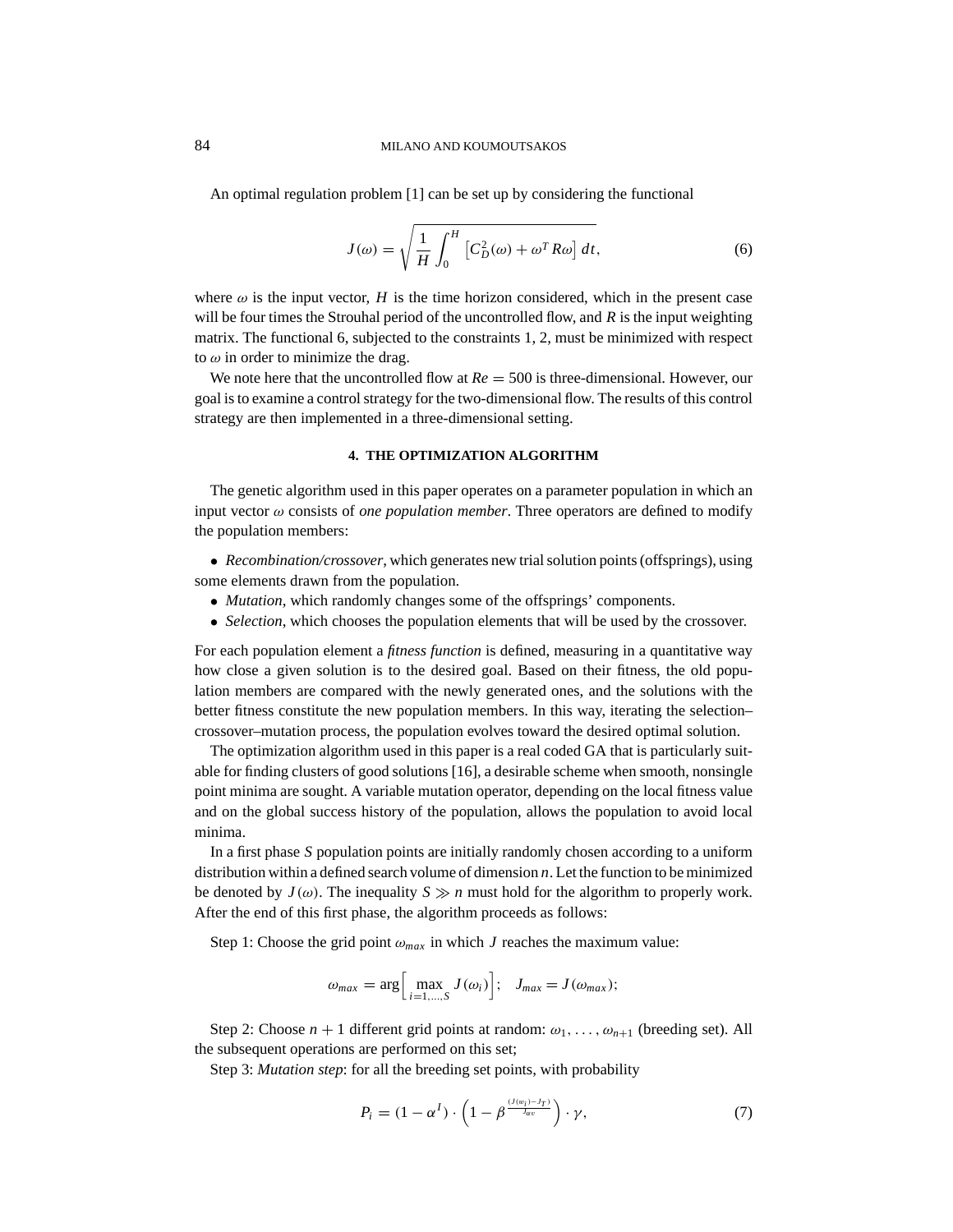An optimal regulation problem [1] can be set up by considering the functional

$$J(\omega) = \sqrt{\frac{1}{H}\int_0^H \left[C_D^2(\omega) + \omega^T R\omega\right] dt}, \tag{6}$$

where $\omega$ is the input vector, $H$ is the time horizon considered, which in the present case will be four times the Strouhal period of the uncontrolled flow, and $R$ is the input weighting matrix. The functional 6, subjected to the constraints 1, 2, must be minimized with respect to $\omega$ in order to minimize the drag.

We note here that the uncontrolled flow at $Re = 500$ is three-dimensional. However, our goal is to examine a control strategy for the two-dimensional flow. The results of this control strategy are then implemented in a three-dimensional setting.

## 4. THE OPTIMIZATION ALGORITHM

The genetic algorithm used in this paper operates on a parameter population in which an input vector $\omega$ consists of *one population member*. Three operators are defined to modify the population members:

- *Recombination/crossover*, which generates new trial solution points (offsprings), using some elements drawn from the population.
- *Mutation*, which randomly changes some of the offsprings' components.
- *Selection*, which chooses the population elements that will be used by the crossover.

For each population element a *fitness function* is defined, measuring in a quantitative way how close a given solution is to the desired goal. Based on their fitness, the old population members are compared with the newly generated ones, and the solutions with the better fitness constitute the new population members. In this way, iterating the selection–crossover–mutation process, the population evolves toward the desired optimal solution.

The optimization algorithm used in this paper is a real coded GA that is particularly suitable for finding clusters of good solutions [16], a desirable scheme when smooth, nonsingle point minima are sought. A variable mutation operator, depending on the local fitness value and on the global success history of the population, allows the population to avoid local minima.

In a first phase $S$ population points are initially randomly chosen according to a uniform distribution within a defined search volume of dimension $n$. Let the function to be minimized be denoted by $J(\omega)$. The inequality $S \gg n$ must hold for the algorithm to properly work. After the end of this first phase, the algorithm proceeds as follows:

Step 1: Choose the grid point $\omega_{max}$ in which $J$ reaches the maximum value:

$$\omega_{max} = \arg\Big[\max_{i=1,\ldots,S} J(\omega_i)\Big]; \quad J_{max} = J(\omega_{max});$$

Step 2: Choose $n+1$ different grid points at random: $\omega_1, \ldots, \omega_{n+1}$ (breeding set). All the subsequent operations are performed on this set;

Step 3: *Mutation step*: for all the breeding set points, with probability

$$P_i = (1-\alpha^I) \cdot \left(1 - \beta^{\frac{(J(w_i)-J_T)}{J_{av}}}\right) \cdot \gamma, \tag{7}$$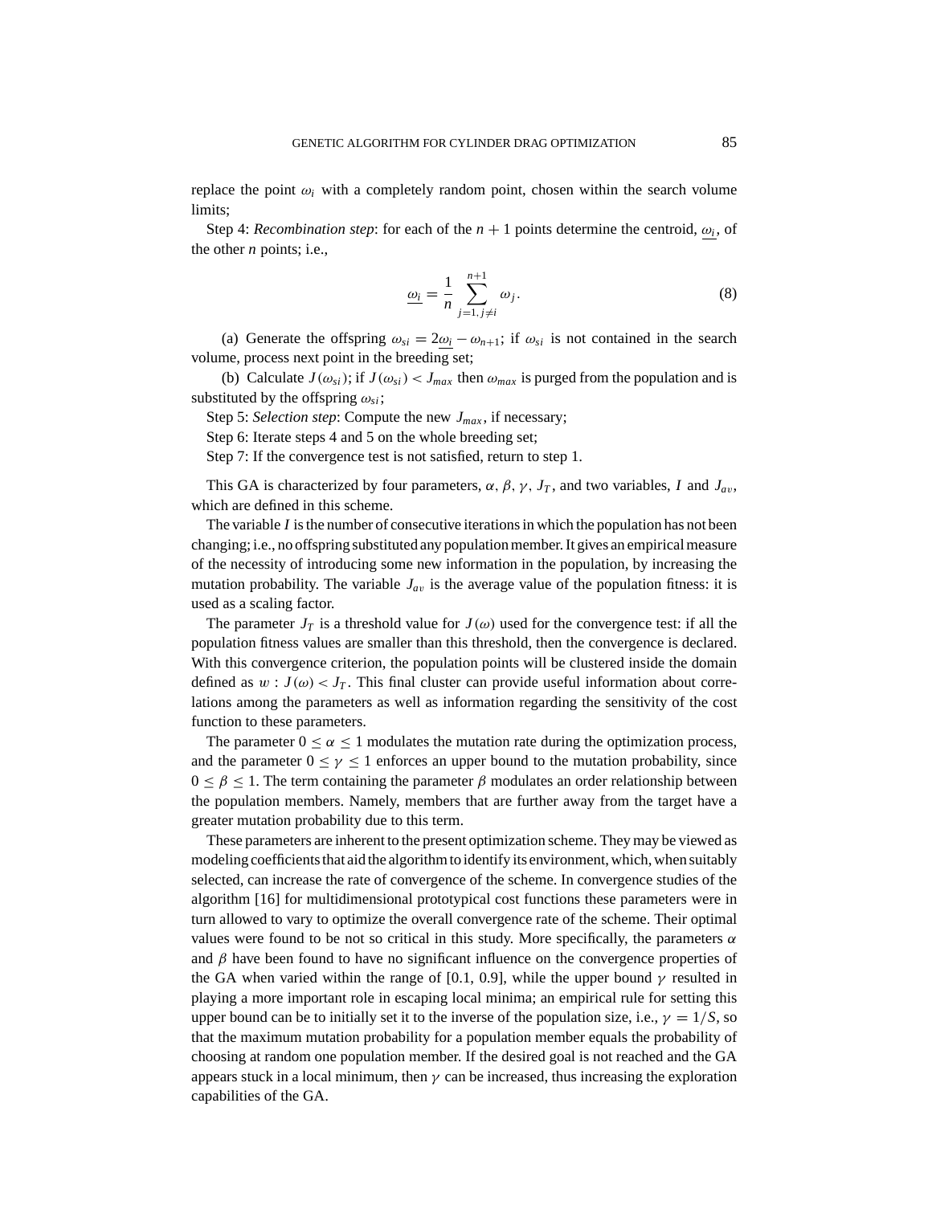replace the point $\omega_i$ with a completely random point, chosen within the search volume limits;

Step 4: *Recombination step*: for each of the $n+1$ points determine the centroid, $\underline{\omega_i}$, of the other $n$ points; i.e.,

$$\underline{\omega_i} = \frac{1}{n} \sum_{j=1, j \neq i}^{n+1} \omega_j. \tag{8}$$

(a) Generate the offspring $\omega_{si} = 2\underline{\omega_i} - \omega_{n+1}$; if $\omega_{si}$ is not contained in the search volume, process next point in the breeding set;

(b) Calculate $J(\omega_{si})$; if $J(\omega_{si}) < J_{max}$ then $\omega_{max}$ is purged from the population and is substituted by the offspring $\omega_{si}$;

Step 5: *Selection step*: Compute the new $J_{max}$, if necessary;

Step 6: Iterate steps 4 and 5 on the whole breeding set;

Step 7: If the convergence test is not satisfied, return to step 1.

This GA is characterized by four parameters, $\alpha$, $\beta$, $\gamma$, $J_T$, and two variables, $I$ and $J_{av}$, which are defined in this scheme.

The variable $I$ is the number of consecutive iterations in which the population has not been changing; i.e., no offspring substituted any population member. It gives an empirical measure of the necessity of introducing some new information in the population, by increasing the mutation probability. The variable $J_{av}$ is the average value of the population fitness: it is used as a scaling factor.

The parameter $J_T$ is a threshold value for $J(\omega)$ used for the convergence test: if all the population fitness values are smaller than this threshold, then the convergence is declared. With this convergence criterion, the population points will be clustered inside the domain defined as $w : J(\omega) < J_T$. This final cluster can provide useful information about correlations among the parameters as well as information regarding the sensitivity of the cost function to these parameters.

The parameter $0 \leq \alpha \leq 1$ modulates the mutation rate during the optimization process, and the parameter $0 \leq \gamma \leq 1$ enforces an upper bound to the mutation probability, since $0 \leq \beta \leq 1$. The term containing the parameter $\beta$ modulates an order relationship between the population members. Namely, members that are further away from the target have a greater mutation probability due to this term.

These parameters are inherent to the present optimization scheme. They may be viewed as modeling coefficients that aid the algorithm to identify its environment, which, when suitably selected, can increase the rate of convergence of the scheme. In convergence studies of the algorithm [16] for multidimensional prototypical cost functions these parameters were in turn allowed to vary to optimize the overall convergence rate of the scheme. Their optimal values were found to be not so critical in this study. More specifically, the parameters $\alpha$ and $\beta$ have been found to have no significant influence on the convergence properties of the GA when varied within the range of [0.1, 0.9], while the upper bound $\gamma$ resulted in playing a more important role in escaping local minima; an empirical rule for setting this upper bound can be to initially set it to the inverse of the population size, i.e., $\gamma = 1/S$, so that the maximum mutation probability for a population member equals the probability of choosing at random one population member. If the desired goal is not reached and the GA appears stuck in a local minimum, then $\gamma$ can be increased, thus increasing the exploration capabilities of the GA.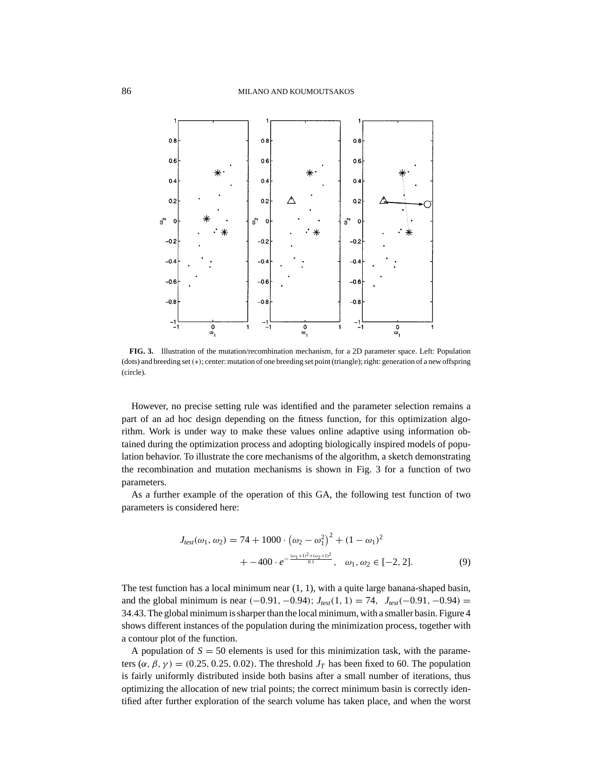**FIG. 3.** Illustration of the mutation/recombination mechanism, for a 2D parameter space. Left: Population (dots) and breeding set (∗); center: mutation of one breeding set point (triangle); right: generation of a new offspring (circle).

However, no precise setting rule was identified and the parameter selection remains a part of an ad hoc design depending on the fitness function, for this optimization algorithm. Work is under way to make these values online adaptive using information obtained during the optimization process and adopting biologically inspired models of population behavior. To illustrate the core mechanisms of the algorithm, a sketch demonstrating the recombination and mutation mechanisms is shown in Fig. 3 for a function of two parameters.

As a further example of the operation of this GA, the following test function of two parameters is considered here:

$$J_{test}(\omega_1, \omega_2) = 74 + 1000 \cdot \left(\omega_2 - \omega_1^2\right)^2 + (1 - \omega_1)^2 + -400 \cdot e^{-\frac{(\omega_1+1)^2+(\omega_2+1)^2}{0.1}}, \quad \omega_1, \omega_2 \in [-2, 2]. \tag{9}$$

The test function has a local minimum near (1, 1), with a quite large banana-shaped basin, and the global minimum is near $(-0.91, -0.94)$; $J_{test}(1, 1) = 74$, $J_{test}(-0.91, -0.94) = 34.43$. The global minimum is sharper than the local minimum, with a smaller basin. Figure 4 shows different instances of the population during the minimization process, together with a contour plot of the function.

A population of $S = 50$ elements is used for this minimization task, with the parameters $(\alpha, \beta, \gamma) = (0.25, 0.25, 0.02)$. The threshold $J_T$ has been fixed to 60. The population is fairly uniformly distributed inside both basins after a small number of iterations, thus optimizing the allocation of new trial points; the correct minimum basin is correctly identified after further exploration of the search volume has taken place, and when the worst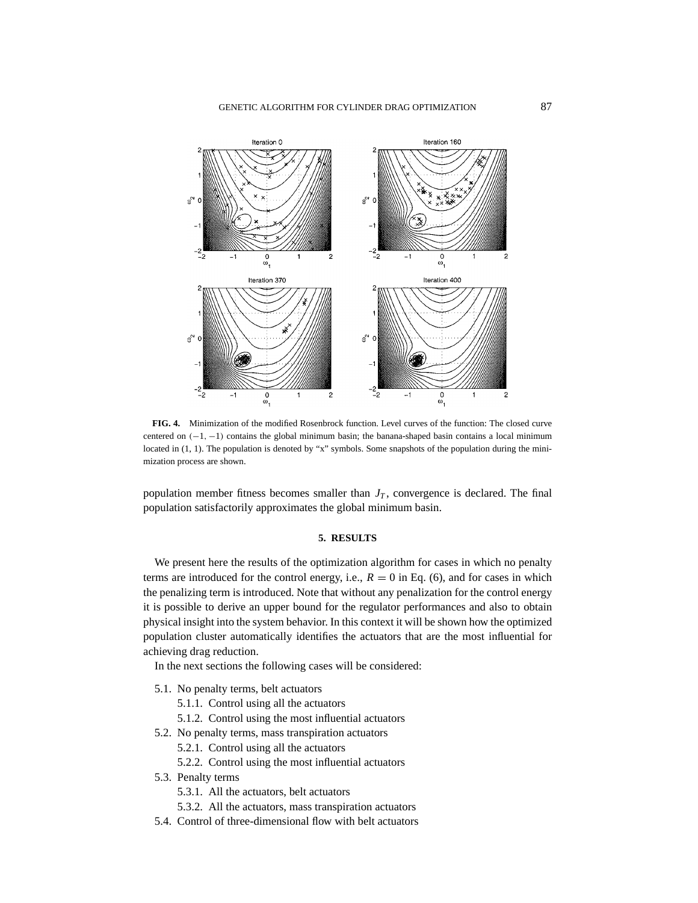**FIG. 4.** Minimization of the modified Rosenbrock function. Level curves of the function: The closed curve centered on $(-1, -1)$ contains the global minimum basin; the banana-shaped basin contains a local minimum located in (1, 1). The population is denoted by "x" symbols. Some snapshots of the population during the minimization process are shown.

population member fitness becomes smaller than $J_T$, convergence is declared. The final population satisfactorily approximates the global minimum basin.

## 5. RESULTS

We present here the results of the optimization algorithm for cases in which no penalty terms are introduced for the control energy, i.e., $R = 0$ in Eq. (6), and for cases in which the penalizing term is introduced. Note that without any penalization for the control energy it is possible to derive an upper bound for the regulator performances and also to obtain physical insight into the system behavior. In this context it will be shown how the optimized population cluster automatically identifies the actuators that are the most influential for achieving drag reduction.

In the next sections the following cases will be considered:

- 5.1. No penalty terms, belt actuators
  - 5.1.1. Control using all the actuators
  - 5.1.2. Control using the most influential actuators
- 5.2. No penalty terms, mass transpiration actuators
  - 5.2.1. Control using all the actuators
  - 5.2.2. Control using the most influential actuators
- 5.3. Penalty terms
  - 5.3.1. All the actuators, belt actuators
  - 5.3.2. All the actuators, mass transpiration actuators
- 5.4. Control of three-dimensional flow with belt actuators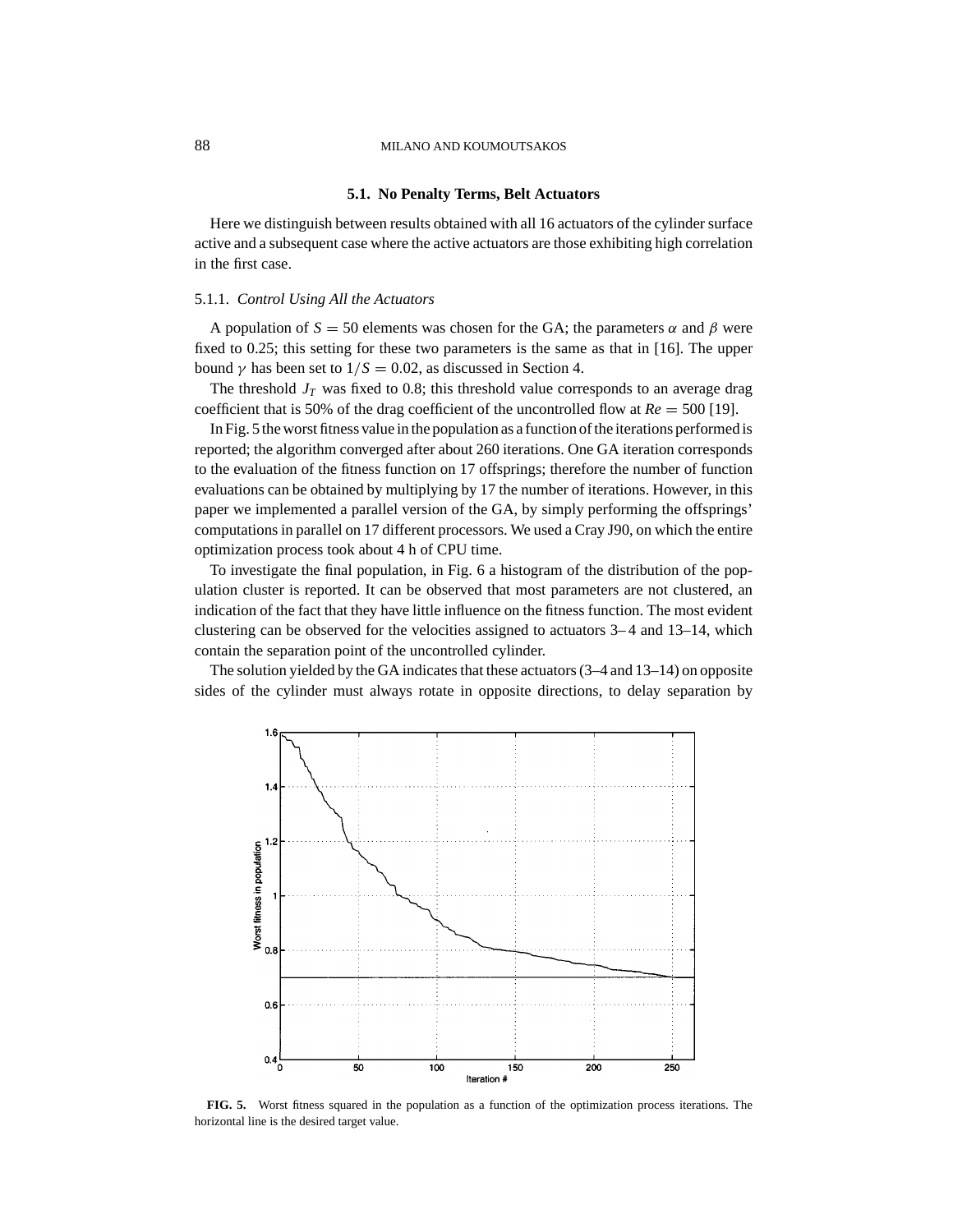### 5.1. No Penalty Terms, Belt Actuators

Here we distinguish between results obtained with all 16 actuators of the cylinder surface active and a subsequent case where the active actuators are those exhibiting high correlation in the first case.

#### 5.1.1. *Control Using All the Actuators*

A population of $S = 50$ elements was chosen for the GA; the parameters $\alpha$ and $\beta$ were fixed to 0.25; this setting for these two parameters is the same as that in [16]. The upper bound $\gamma$ has been set to $1/S = 0.02$, as discussed in Section 4.

The threshold $J_T$ was fixed to 0.8; this threshold value corresponds to an average drag coefficient that is 50% of the drag coefficient of the uncontrolled flow at $Re = 500$ [19].

In Fig. 5 the worst fitness value in the population as a function of the iterations performed is reported; the algorithm converged after about 260 iterations. One GA iteration corresponds to the evaluation of the fitness function on 17 offsprings; therefore the number of function evaluations can be obtained by multiplying by 17 the number of iterations. However, in this paper we implemented a parallel version of the GA, by simply performing the offsprings' computations in parallel on 17 different processors. We used a Cray J90, on which the entire optimization process took about 4 h of CPU time.

To investigate the final population, in Fig. 6 a histogram of the distribution of the population cluster is reported. It can be observed that most parameters are not clustered, an indication of the fact that they have little influence on the fitness function. The most evident clustering can be observed for the velocities assigned to actuators 3–4 and 13–14, which contain the separation point of the uncontrolled cylinder.

The solution yielded by the GA indicates that these actuators (3–4 and 13–14) on opposite sides of the cylinder must always rotate in opposite directions, to delay separation by

**FIG. 5.** Worst fitness squared in the population as a function of the optimization process iterations. The horizontal line is the desired target value.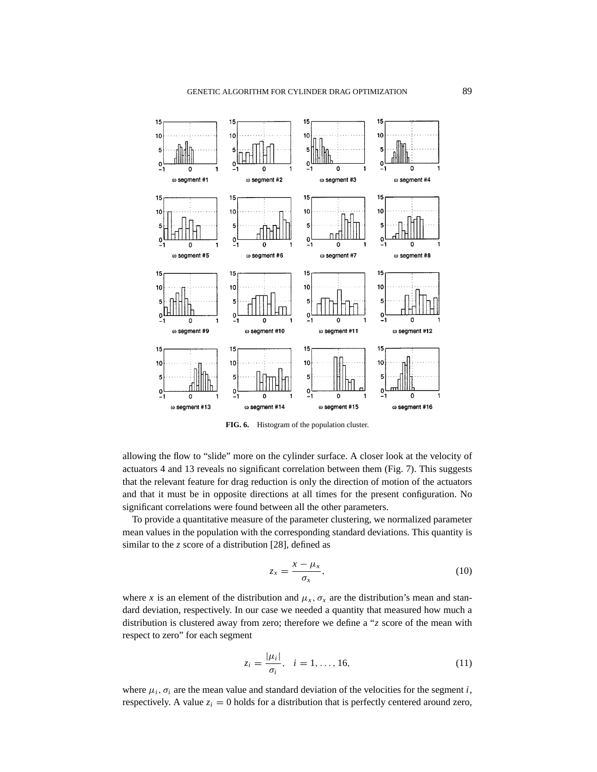**FIG. 6.** Histogram of the population cluster.

allowing the flow to "slide" more on the cylinder surface. A closer look at the velocity of actuators 4 and 13 reveals no significant correlation between them (Fig. 7). This suggests that the relevant feature for drag reduction is only the direction of motion of the actuators and that it must be in opposite directions at all times for the present configuration. No significant correlations were found between all the other parameters.

To provide a quantitative measure of the parameter clustering, we normalized parameter mean values in the population with the corresponding standard deviations. This quantity is similar to the *z* score of a distribution [28], defined as

$$z_x = \frac{x - \mu_x}{\sigma_x}, \tag{10}$$

where $x$ is an element of the distribution and $\mu_x, \sigma_x$ are the distribution's mean and standard deviation, respectively. In our case we needed a quantity that measured how much a distribution is clustered away from zero; therefore we define a "*z* score of the mean with respect to zero" for each segment

$$z_i = \frac{|\mu_i|}{\sigma_i}, \quad i = 1, \ldots, 16, \tag{11}$$

where $\mu_i, \sigma_i$ are the mean value and standard deviation of the velocities for the segment $i$, respectively. A value $z_i = 0$ holds for a distribution that is perfectly centered around zero,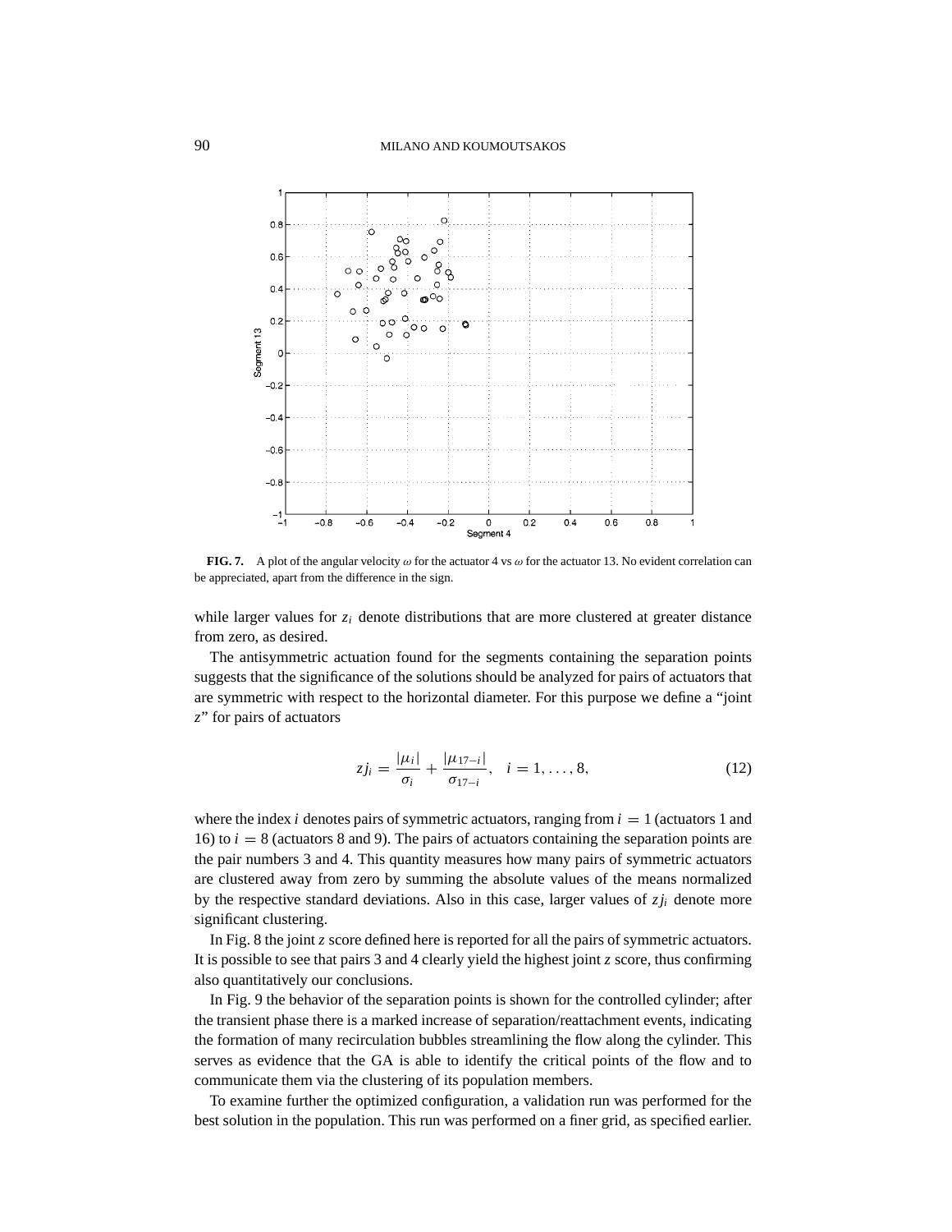**FIG. 7.** A plot of the angular velocity $\omega$ for the actuator 4 vs $\omega$ for the actuator 13. No evident correlation can be appreciated, apart from the difference in the sign.

while larger values for $z_i$ denote distributions that are more clustered at greater distance from zero, as desired.

The antisymmetric actuation found for the segments containing the separation points suggests that the significance of the solutions should be analyzed for pairs of actuators that are symmetric with respect to the horizontal diameter. For this purpose we define a "joint $z$" for pairs of actuators

$$zj_i = \frac{|\mu_i|}{\sigma_i} + \frac{|\mu_{17-i}|}{\sigma_{17-i}}, \quad i = 1, \ldots, 8, \tag{12}$$

where the index $i$ denotes pairs of symmetric actuators, ranging from $i = 1$ (actuators 1 and 16) to $i = 8$ (actuators 8 and 9). The pairs of actuators containing the separation points are the pair numbers 3 and 4. This quantity measures how many pairs of symmetric actuators are clustered away from zero by summing the absolute values of the means normalized by the respective standard deviations. Also in this case, larger values of $zj_i$ denote more significant clustering.

In Fig. 8 the joint $z$ score defined here is reported for all the pairs of symmetric actuators. It is possible to see that pairs 3 and 4 clearly yield the highest joint $z$ score, thus confirming also quantitatively our conclusions.

In Fig. 9 the behavior of the separation points is shown for the controlled cylinder; after the transient phase there is a marked increase of separation/reattachment events, indicating the formation of many recirculation bubbles streamlining the flow along the cylinder. This serves as evidence that the GA is able to identify the critical points of the flow and to communicate them via the clustering of its population members.

To examine further the optimized configuration, a validation run was performed for the best solution in the population. This run was performed on a finer grid, as specified earlier.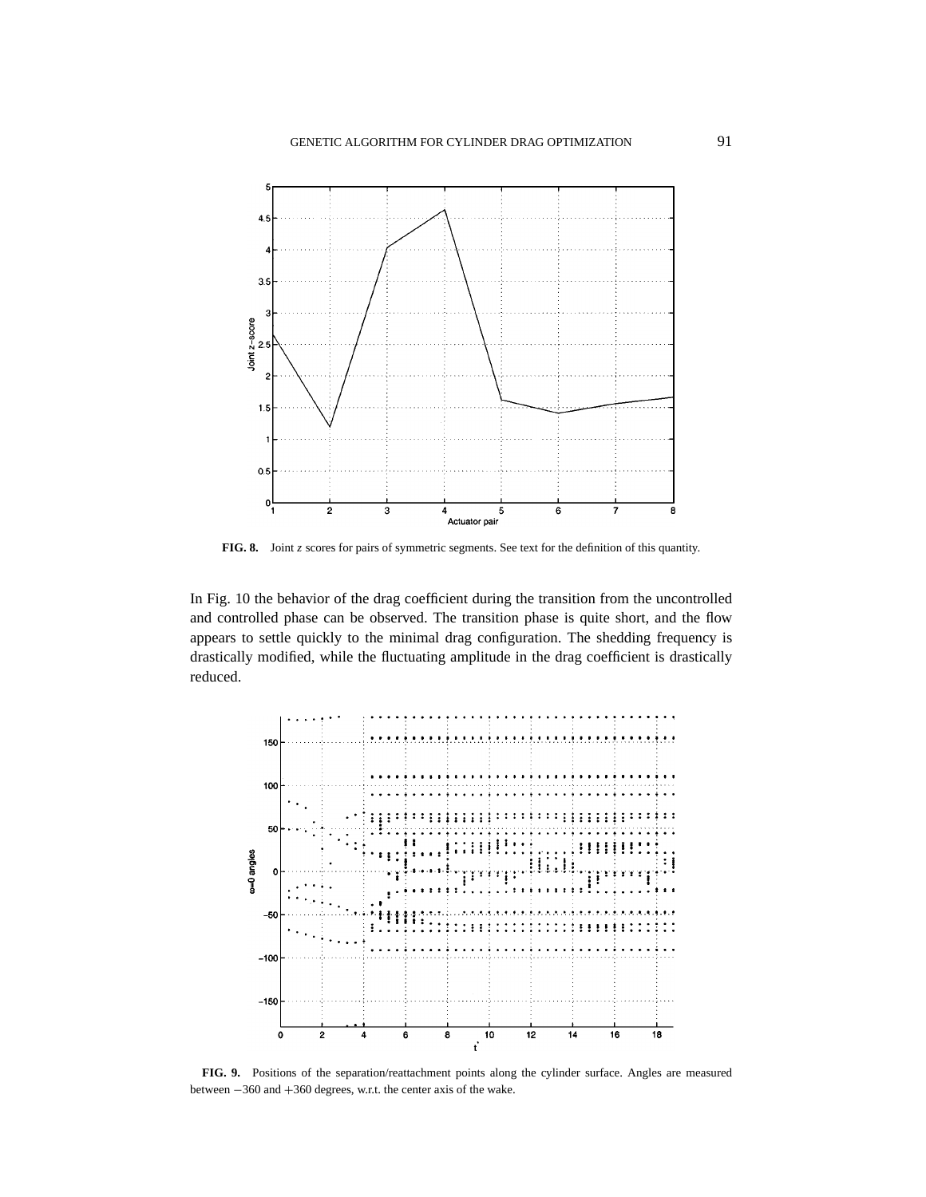**FIG. 8.** Joint $z$ scores for pairs of symmetric segments. See text for the definition of this quantity.

In Fig. 10 the behavior of the drag coefficient during the transition from the uncontrolled and controlled phase can be observed. The transition phase is quite short, and the flow appears to settle quickly to the minimal drag configuration. The shedding frequency is drastically modified, while the fluctuating amplitude in the drag coefficient is drastically reduced.

**FIG. 9.** Positions of the separation/reattachment points along the cylinder surface. Angles are measured between $-360$ and $+360$ degrees, w.r.t. the center axis of the wake.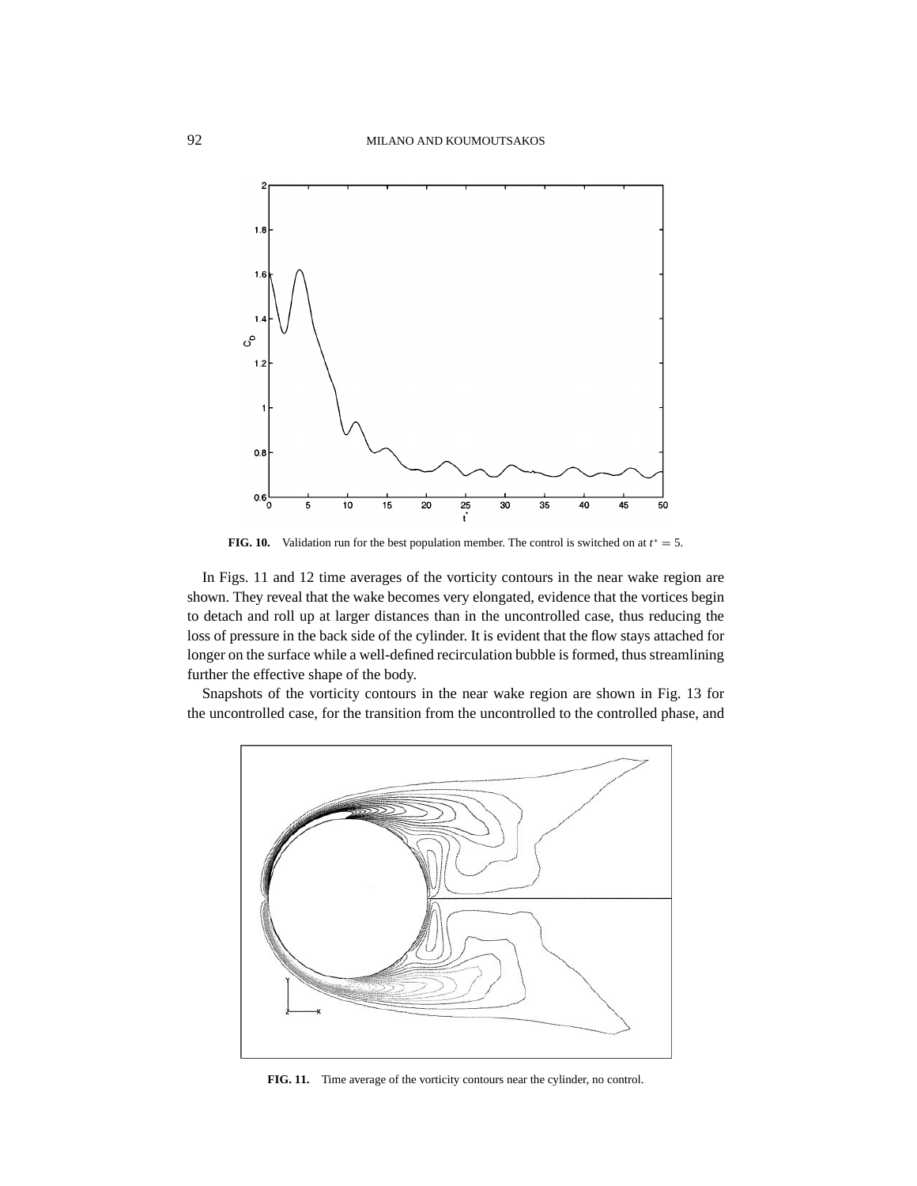**FIG. 10.** Validation run for the best population member. The control is switched on at $t^* = 5$.

In Figs. 11 and 12 time averages of the vorticity contours in the near wake region are shown. They reveal that the wake becomes very elongated, evidence that the vortices begin to detach and roll up at larger distances than in the uncontrolled case, thus reducing the loss of pressure in the back side of the cylinder. It is evident that the flow stays attached for longer on the surface while a well-defined recirculation bubble is formed, thus streamlining further the effective shape of the body.

Snapshots of the vorticity contours in the near wake region are shown in Fig. 13 for the uncontrolled case, for the transition from the uncontrolled to the controlled phase, and

**FIG. 11.** Time average of the vorticity contours near the cylinder, no control.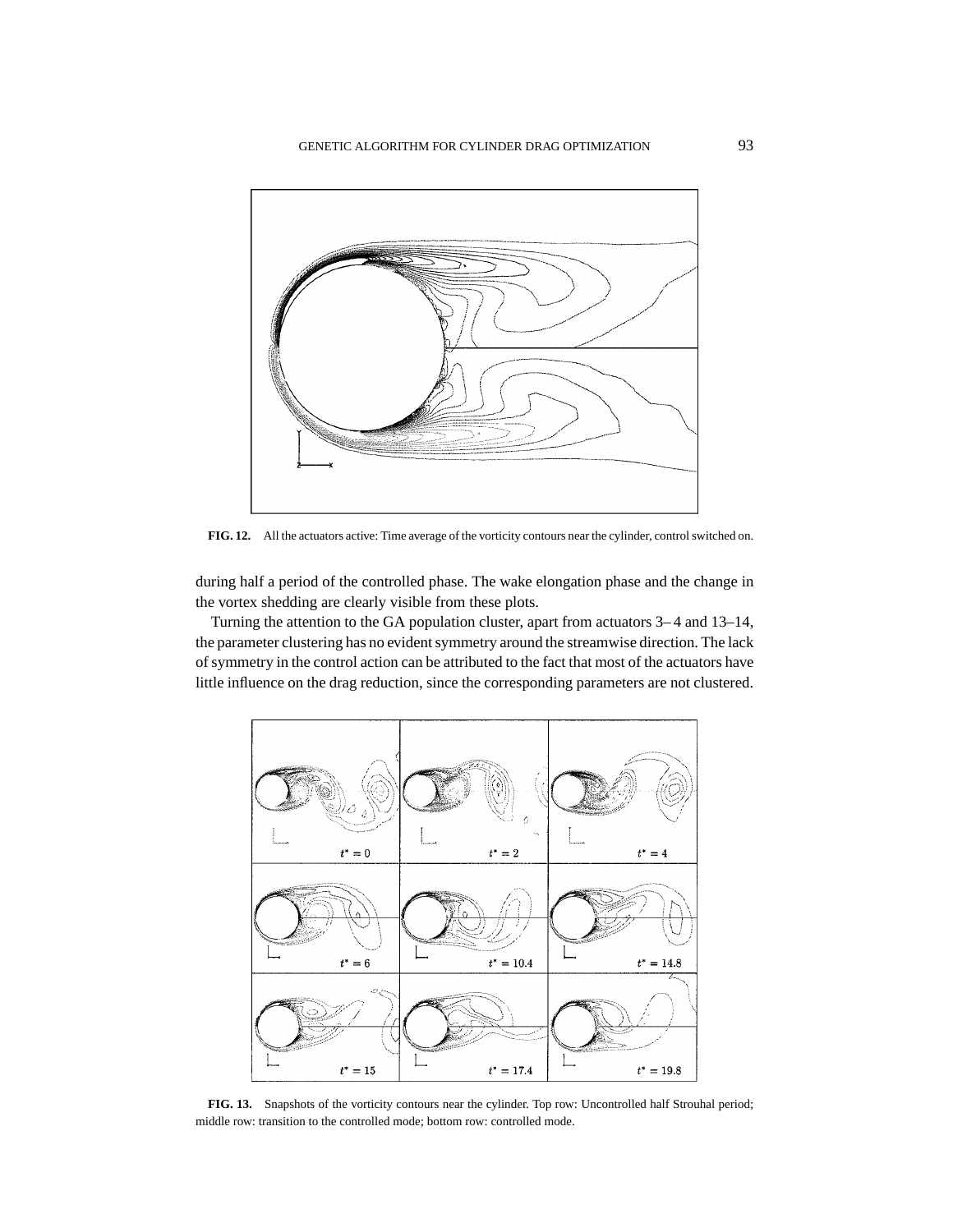**FIG. 12.** All the actuators active: Time average of the vorticity contours near the cylinder, control switched on.

during half a period of the controlled phase. The wake elongation phase and the change in the vortex shedding are clearly visible from these plots.

Turning the attention to the GA population cluster, apart from actuators 3–4 and 13–14, the parameter clustering has no evident symmetry around the streamwise direction. The lack of symmetry in the control action can be attributed to the fact that most of the actuators have little influence on the drag reduction, since the corresponding parameters are not clustered.

**FIG. 13.** Snapshots of the vorticity contours near the cylinder. Top row: Uncontrolled half Strouhal period; middle row: transition to the controlled mode; bottom row: controlled mode.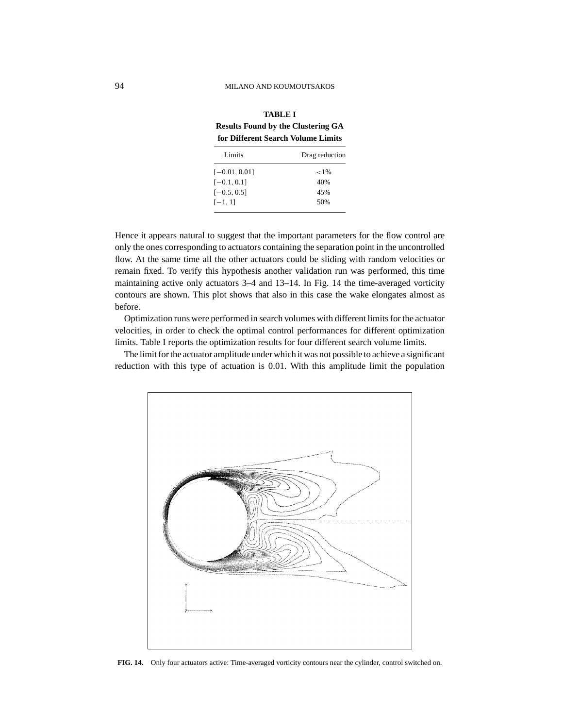**TABLE I**
**Results Found by the Clustering GA for Different Search Volume Limits**

| Limits | Drag reduction |
|---|---|
| $[-0.01, 0.01]$ | $<1\%$ |
| $[-0.1, 0.1]$ | 40% |
| $[-0.5, 0.5]$ | 45% |
| $[-1, 1]$ | 50% |

Hence it appears natural to suggest that the important parameters for the flow control are only the ones corresponding to actuators containing the separation point in the uncontrolled flow. At the same time all the other actuators could be sliding with random velocities or remain fixed. To verify this hypothesis another validation run was performed, this time maintaining active only actuators 3–4 and 13–14. In Fig. 14 the time-averaged vorticity contours are shown. This plot shows that also in this case the wake elongates almost as before.

Optimization runs were performed in search volumes with different limits for the actuator velocities, in order to check the optimal control performances for different optimization limits. Table I reports the optimization results for four different search volume limits.

The limit for the actuator amplitude under which it was not possible to achieve a significant reduction with this type of actuation is 0.01. With this amplitude limit the population

**FIG. 14.** Only four actuators active: Time-averaged vorticity contours near the cylinder, control switched on.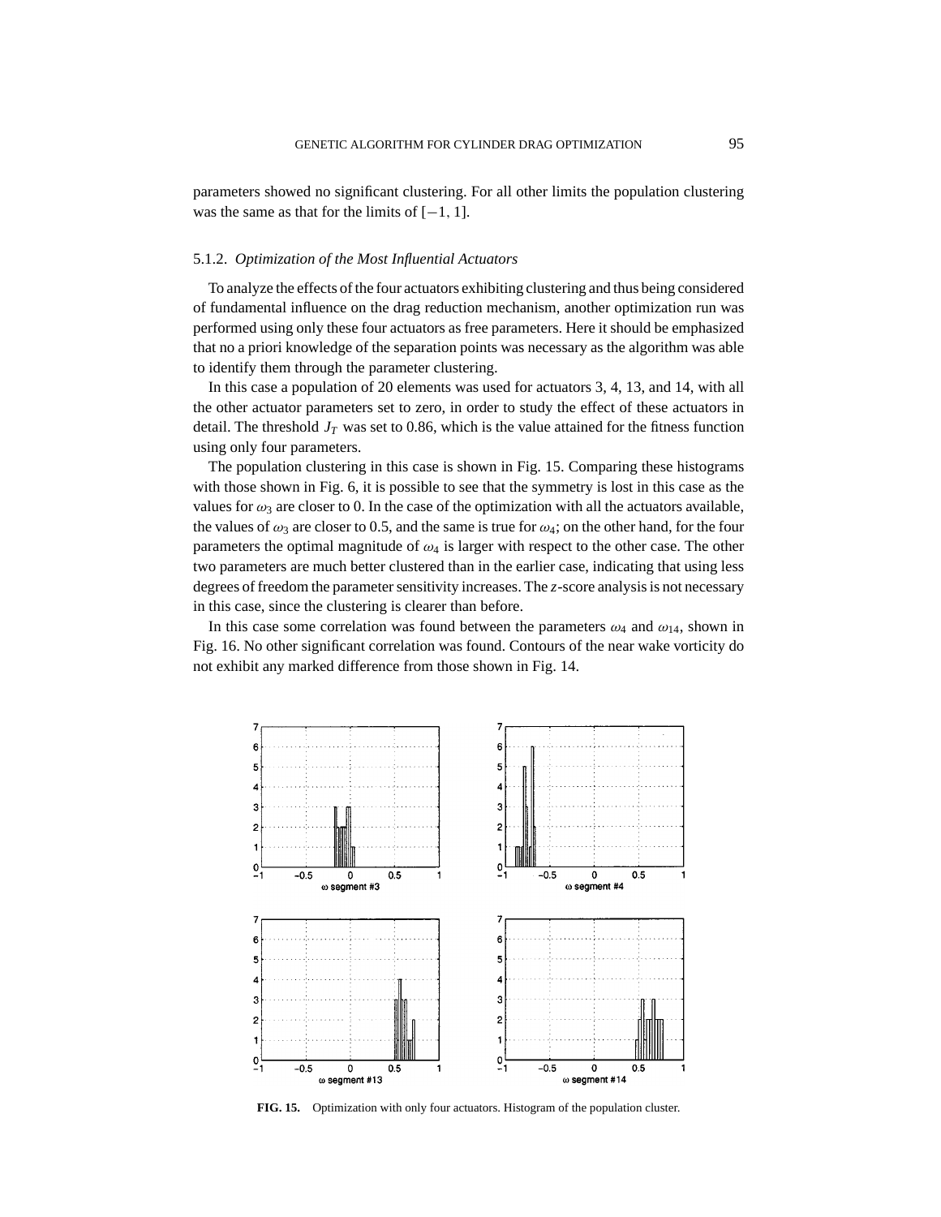parameters showed no significant clustering. For all other limits the population clustering was the same as that for the limits of $[-1, 1]$.

### 5.1.2. *Optimization of the Most Influential Actuators*

To analyze the effects of the four actuators exhibiting clustering and thus being considered of fundamental influence on the drag reduction mechanism, another optimization run was performed using only these four actuators as free parameters. Here it should be emphasized that no a priori knowledge of the separation points was necessary as the algorithm was able to identify them through the parameter clustering.

In this case a population of 20 elements was used for actuators 3, 4, 13, and 14, with all the other actuator parameters set to zero, in order to study the effect of these actuators in detail. The threshold $J_T$ was set to 0.86, which is the value attained for the fitness function using only four parameters.

The population clustering in this case is shown in Fig. 15. Comparing these histograms with those shown in Fig. 6, it is possible to see that the symmetry is lost in this case as the values for $\omega_3$ are closer to 0. In the case of the optimization with all the actuators available, the values of $\omega_3$ are closer to 0.5, and the same is true for $\omega_4$; on the other hand, for the four parameters the optimal magnitude of $\omega_4$ is larger with respect to the other case. The other two parameters are much better clustered than in the earlier case, indicating that using less degrees of freedom the parameter sensitivity increases. The $z$-score analysis is not necessary in this case, since the clustering is clearer than before.

In this case some correlation was found between the parameters $\omega_4$ and $\omega_{14}$, shown in Fig. 16. No other significant correlation was found. Contours of the near wake vorticity do not exhibit any marked difference from those shown in Fig. 14.

**FIG. 15.** Optimization with only four actuators. Histogram of the population cluster.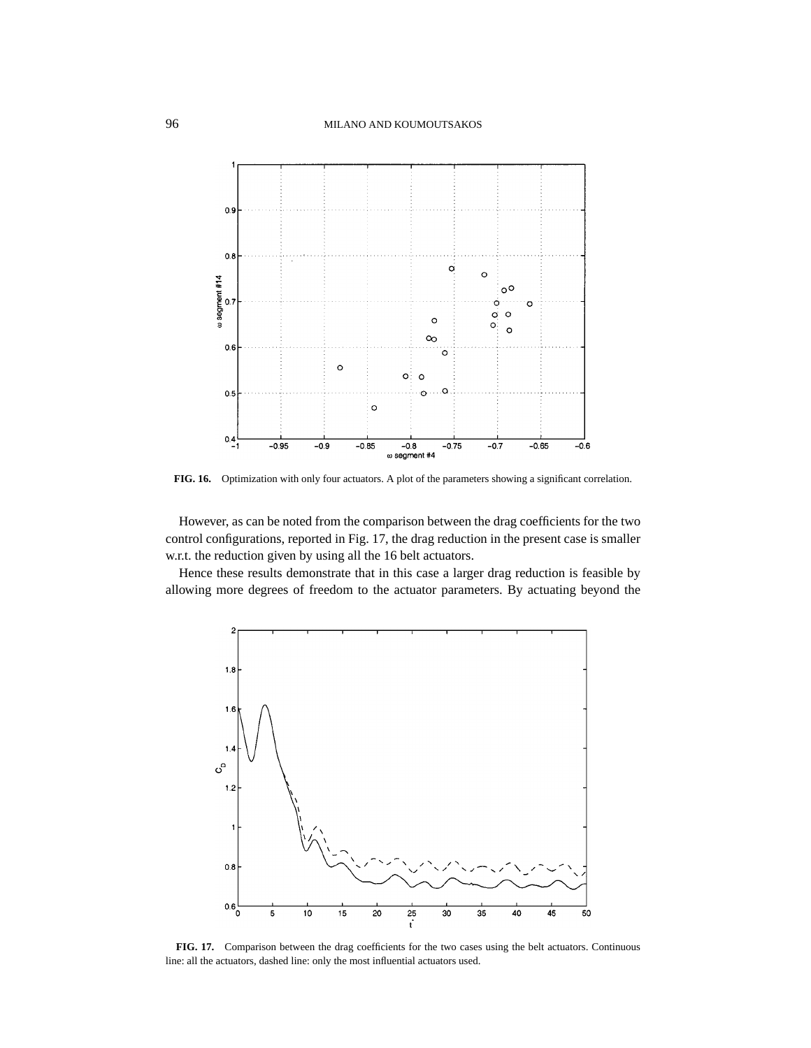**FIG. 16.** Optimization with only four actuators. A plot of the parameters showing a significant correlation.

However, as can be noted from the comparison between the drag coefficients for the two control configurations, reported in Fig. 17, the drag reduction in the present case is smaller w.r.t. the reduction given by using all the 16 belt actuators.

Hence these results demonstrate that in this case a larger drag reduction is feasible by allowing more degrees of freedom to the actuator parameters. By actuating beyond the

**FIG. 17.** Comparison between the drag coefficients for the two cases using the belt actuators. Continuous line: all the actuators, dashed line: only the most influential actuators used.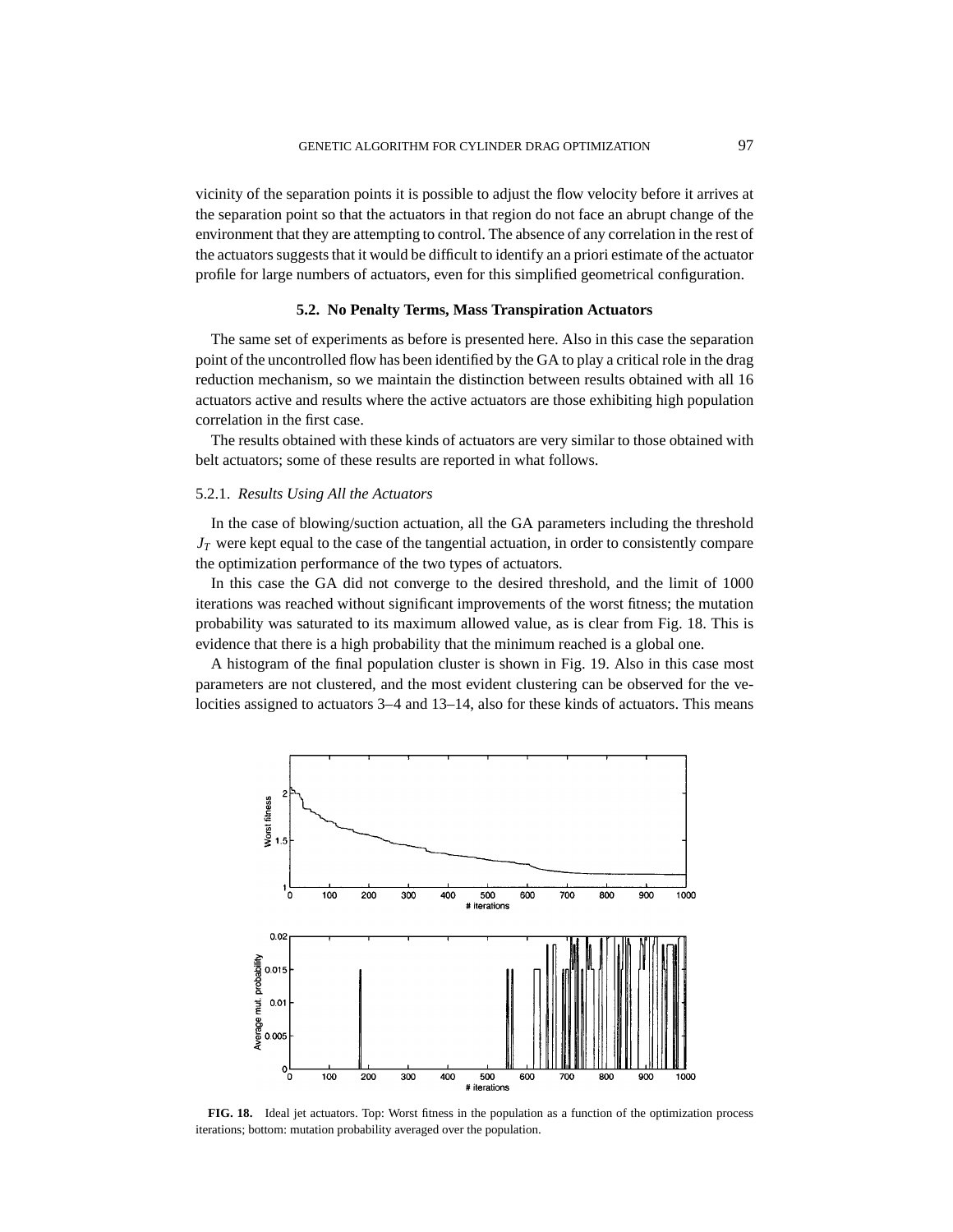vicinity of the separation points it is possible to adjust the flow velocity before it arrives at the separation point so that the actuators in that region do not face an abrupt change of the environment that they are attempting to control. The absence of any correlation in the rest of the actuators suggests that it would be difficult to identify an a priori estimate of the actuator profile for large numbers of actuators, even for this simplified geometrical configuration.

### 5.2. No Penalty Terms, Mass Transpiration Actuators

The same set of experiments as before is presented here. Also in this case the separation point of the uncontrolled flow has been identified by the GA to play a critical role in the drag reduction mechanism, so we maintain the distinction between results obtained with all 16 actuators active and results where the active actuators are those exhibiting high population correlation in the first case.

The results obtained with these kinds of actuators are very similar to those obtained with belt actuators; some of these results are reported in what follows.

#### 5.2.1. *Results Using All the Actuators*

In the case of blowing/suction actuation, all the GA parameters including the threshold $J_T$ were kept equal to the case of the tangential actuation, in order to consistently compare the optimization performance of the two types of actuators.

In this case the GA did not converge to the desired threshold, and the limit of 1000 iterations was reached without significant improvements of the worst fitness; the mutation probability was saturated to its maximum allowed value, as is clear from Fig. 18. This is evidence that there is a high probability that the minimum reached is a global one.

A histogram of the final population cluster is shown in Fig. 19. Also in this case most parameters are not clustered, and the most evident clustering can be observed for the velocities assigned to actuators 3–4 and 13–14, also for these kinds of actuators. This means

**FIG. 18.** Ideal jet actuators. Top: Worst fitness in the population as a function of the optimization process iterations; bottom: mutation probability averaged over the population.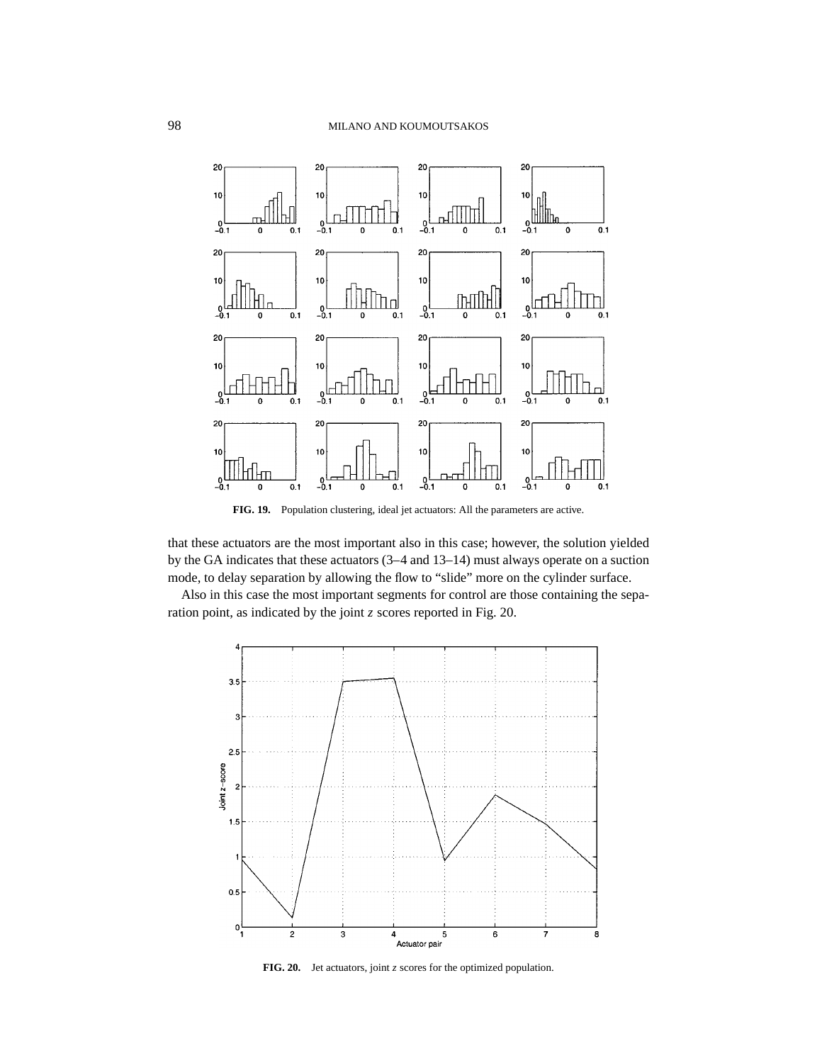FIG. 19. Population clustering, ideal jet actuators: All the parameters are active.

that these actuators are the most important also in this case; however, the solution yielded by the GA indicates that these actuators (3–4 and 13–14) must always operate on a suction mode, to delay separation by allowing the flow to "slide" more on the cylinder surface.

Also in this case the most important segments for control are those containing the separation point, as indicated by the joint $z$ scores reported in Fig. 20.

FIG. 20. Jet actuators, joint $z$ scores for the optimized population.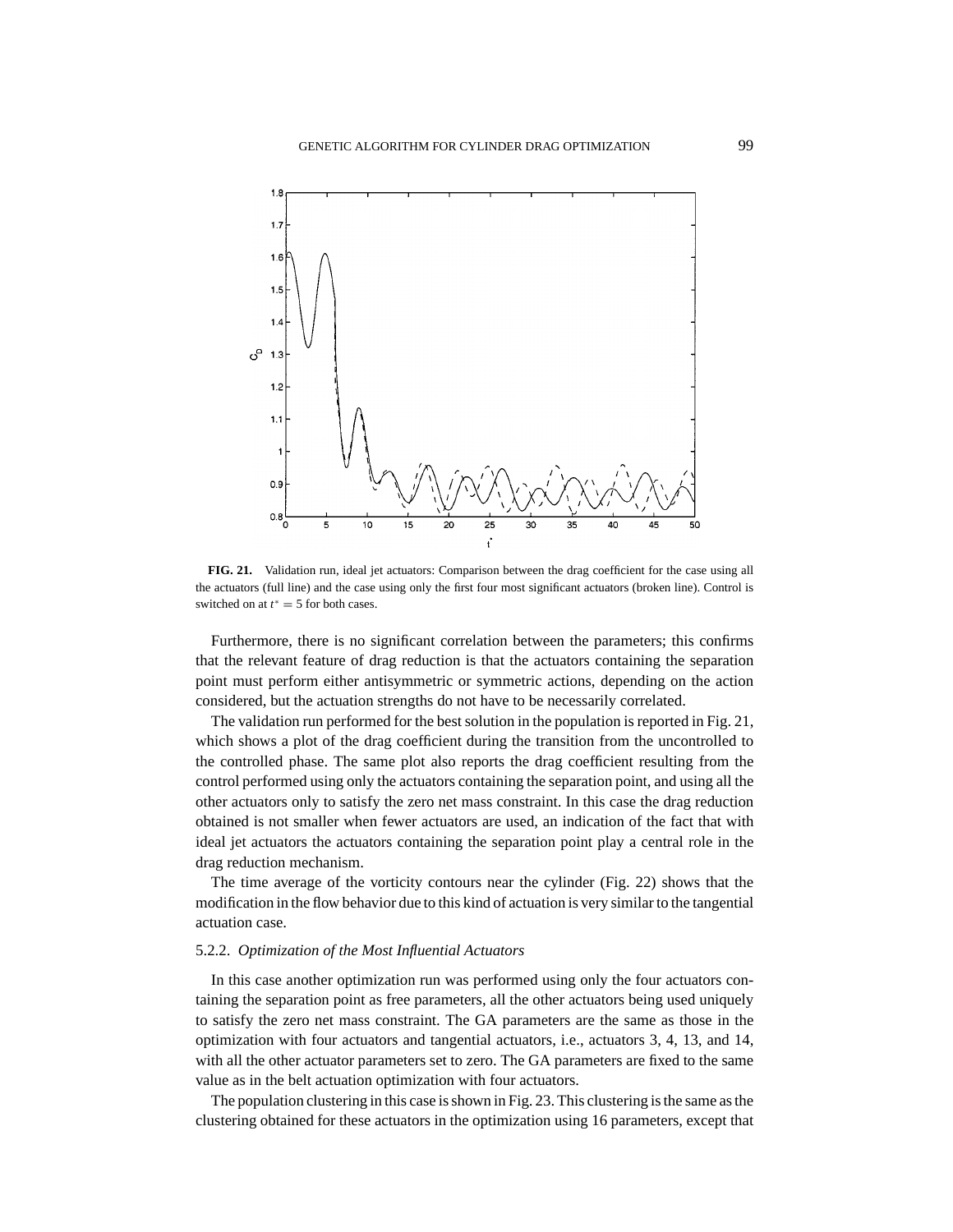**FIG. 21.** Validation run, ideal jet actuators: Comparison between the drag coefficient for the case using all the actuators (full line) and the case using only the first four most significant actuators (broken line). Control is switched on at $t^* = 5$ for both cases.

Furthermore, there is no significant correlation between the parameters; this confirms that the relevant feature of drag reduction is that the actuators containing the separation point must perform either antisymmetric or symmetric actions, depending on the action considered, but the actuation strengths do not have to be necessarily correlated.

The validation run performed for the best solution in the population is reported in Fig. 21, which shows a plot of the drag coefficient during the transition from the uncontrolled to the controlled phase. The same plot also reports the drag coefficient resulting from the control performed using only the actuators containing the separation point, and using all the other actuators only to satisfy the zero net mass constraint. In this case the drag reduction obtained is not smaller when fewer actuators are used, an indication of the fact that with ideal jet actuators the actuators containing the separation point play a central role in the drag reduction mechanism.

The time average of the vorticity contours near the cylinder (Fig. 22) shows that the modification in the flow behavior due to this kind of actuation is very similar to the tangential actuation case.

### 5.2.2. *Optimization of the Most Influential Actuators*

In this case another optimization run was performed using only the four actuators containing the separation point as free parameters, all the other actuators being used uniquely to satisfy the zero net mass constraint. The GA parameters are the same as those in the optimization with four actuators and tangential actuators, i.e., actuators 3, 4, 13, and 14, with all the other actuator parameters set to zero. The GA parameters are fixed to the same value as in the belt actuation optimization with four actuators.

The population clustering in this case is shown in Fig. 23. This clustering is the same as the clustering obtained for these actuators in the optimization using 16 parameters, except that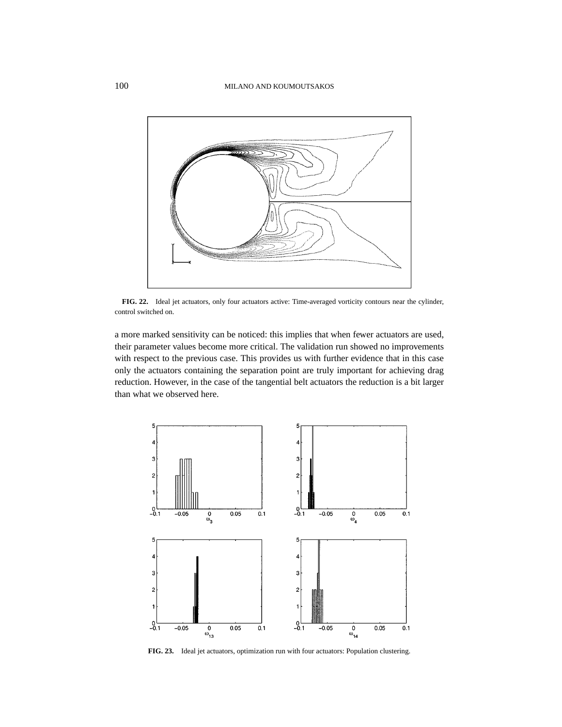**FIG. 22.** Ideal jet actuators, only four actuators active: Time-averaged vorticity contours near the cylinder, control switched on.

a more marked sensitivity can be noticed: this implies that when fewer actuators are used, their parameter values become more critical. The validation run showed no improvements with respect to the previous case. This provides us with further evidence that in this case only the actuators containing the separation point are truly important for achieving drag reduction. However, in the case of the tangential belt actuators the reduction is a bit larger than what we observed here.

**FIG. 23.** Ideal jet actuators, optimization run with four actuators: Population clustering.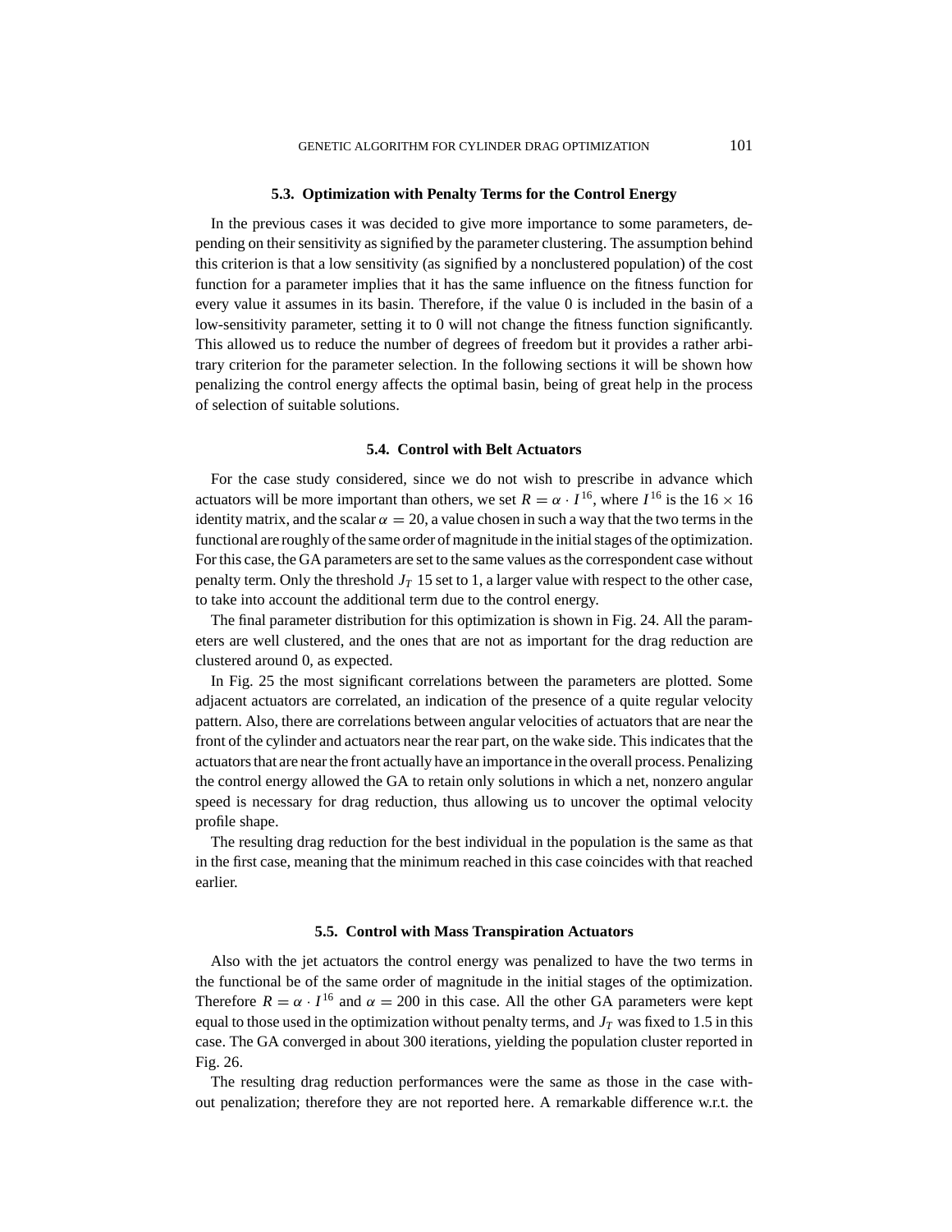### 5.3. Optimization with Penalty Terms for the Control Energy

In the previous cases it was decided to give more importance to some parameters, depending on their sensitivity as signified by the parameter clustering. The assumption behind this criterion is that a low sensitivity (as signified by a nonclustered population) of the cost function for a parameter implies that it has the same influence on the fitness function for every value it assumes in its basin. Therefore, if the value 0 is included in the basin of a low-sensitivity parameter, setting it to 0 will not change the fitness function significantly. This allowed us to reduce the number of degrees of freedom but it provides a rather arbitrary criterion for the parameter selection. In the following sections it will be shown how penalizing the control energy affects the optimal basin, being of great help in the process of selection of suitable solutions.

### 5.4. Control with Belt Actuators

For the case study considered, since we do not wish to prescribe in advance which actuators will be more important than others, we set $R = \alpha \cdot I^{16}$, where $I^{16}$ is the $16 \times 16$ identity matrix, and the scalar $\alpha = 20$, a value chosen in such a way that the two terms in the functional are roughly of the same order of magnitude in the initial stages of the optimization. For this case, the GA parameters are set to the same values as the correspondent case without penalty term. Only the threshold $J_T$ 15 set to 1, a larger value with respect to the other case, to take into account the additional term due to the control energy.

The final parameter distribution for this optimization is shown in Fig. 24. All the parameters are well clustered, and the ones that are not as important for the drag reduction are clustered around 0, as expected.

In Fig. 25 the most significant correlations between the parameters are plotted. Some adjacent actuators are correlated, an indication of the presence of a quite regular velocity pattern. Also, there are correlations between angular velocities of actuators that are near the front of the cylinder and actuators near the rear part, on the wake side. This indicates that the actuators that are near the front actually have an importance in the overall process. Penalizing the control energy allowed the GA to retain only solutions in which a net, nonzero angular speed is necessary for drag reduction, thus allowing us to uncover the optimal velocity profile shape.

The resulting drag reduction for the best individual in the population is the same as that in the first case, meaning that the minimum reached in this case coincides with that reached earlier.

### 5.5. Control with Mass Transpiration Actuators

Also with the jet actuators the control energy was penalized to have the two terms in the functional be of the same order of magnitude in the initial stages of the optimization. Therefore $R = \alpha \cdot I^{16}$ and $\alpha = 200$ in this case. All the other GA parameters were kept equal to those used in the optimization without penalty terms, and $J_T$ was fixed to 1.5 in this case. The GA converged in about 300 iterations, yielding the population cluster reported in Fig. 26.

The resulting drag reduction performances were the same as those in the case without penalization; therefore they are not reported here. A remarkable difference w.r.t. the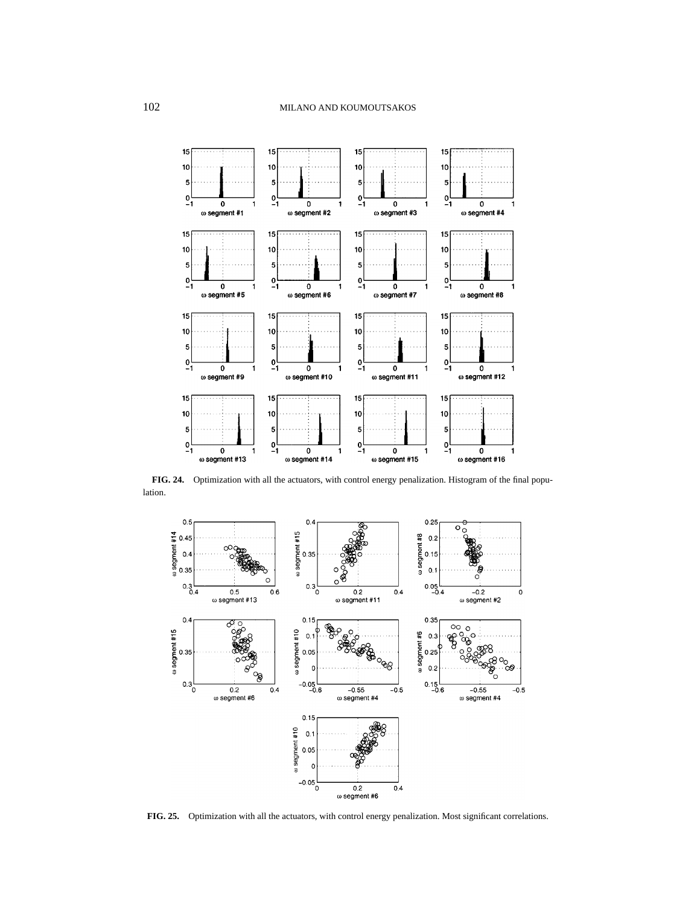**FIG. 24.** Optimization with all the actuators, with control energy penalization. Histogram of the final population.

**FIG. 25.** Optimization with all the actuators, with control energy penalization. Most significant correlations.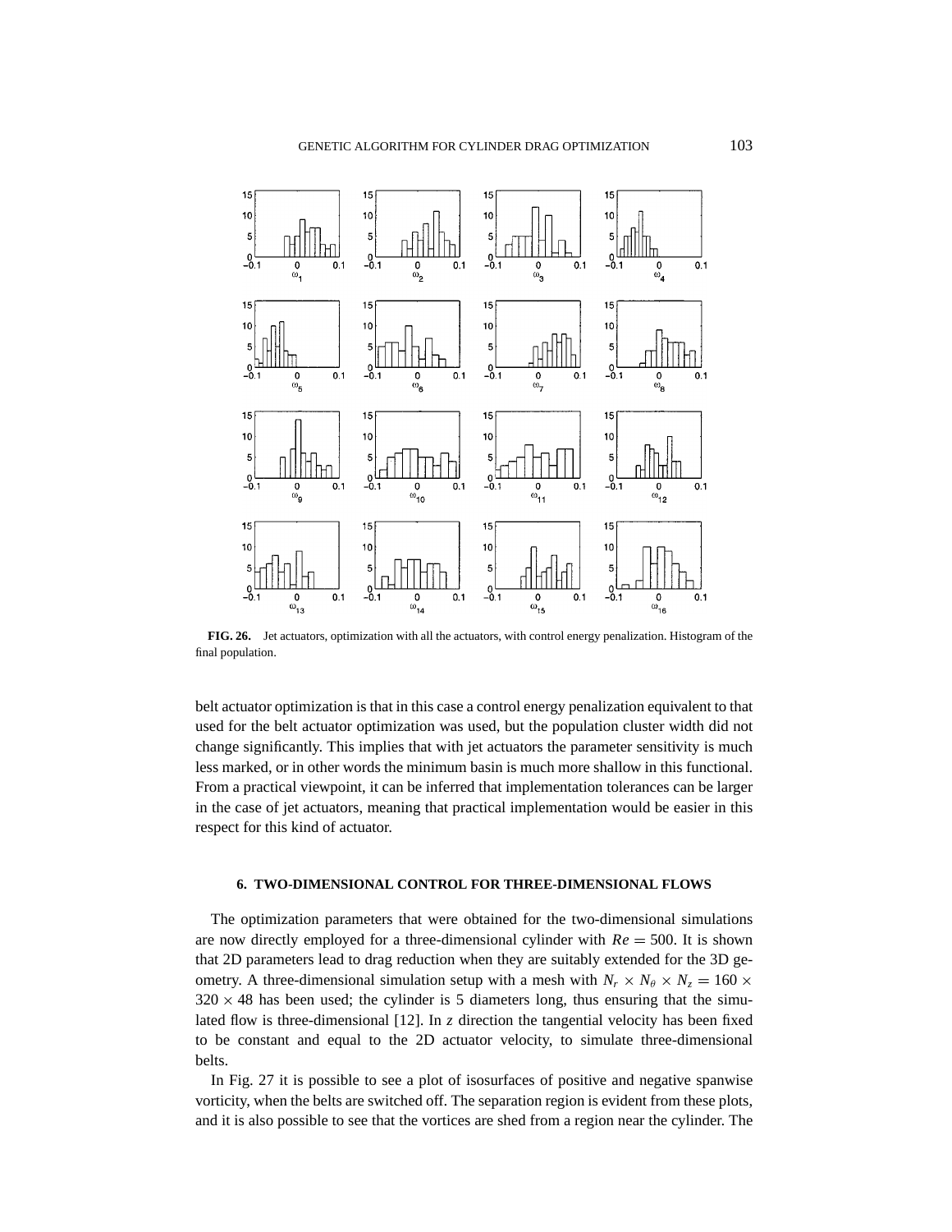**FIG. 26.** Jet actuators, optimization with all the actuators, with control energy penalization. Histogram of the final population.

belt actuator optimization is that in this case a control energy penalization equivalent to that used for the belt actuator optimization was used, but the population cluster width did not change significantly. This implies that with jet actuators the parameter sensitivity is much less marked, or in other words the minimum basin is much more shallow in this functional. From a practical viewpoint, it can be inferred that implementation tolerances can be larger in the case of jet actuators, meaning that practical implementation would be easier in this respect for this kind of actuator.

## 6. TWO-DIMENSIONAL CONTROL FOR THREE-DIMENSIONAL FLOWS

The optimization parameters that were obtained for the two-dimensional simulations are now directly employed for a three-dimensional cylinder with $Re = 500$. It is shown that 2D parameters lead to drag reduction when they are suitably extended for the 3D geometry. A three-dimensional simulation setup with a mesh with $N_r \times N_\theta \times N_z = 160 \times 320 \times 48$ has been used; the cylinder is 5 diameters long, thus ensuring that the simulated flow is three-dimensional [12]. In $z$ direction the tangential velocity has been fixed to be constant and equal to the 2D actuator velocity, to simulate three-dimensional belts.

In Fig. 27 it is possible to see a plot of isosurfaces of positive and negative spanwise vorticity, when the belts are switched off. The separation region is evident from these plots, and it is also possible to see that the vortices are shed from a region near the cylinder. The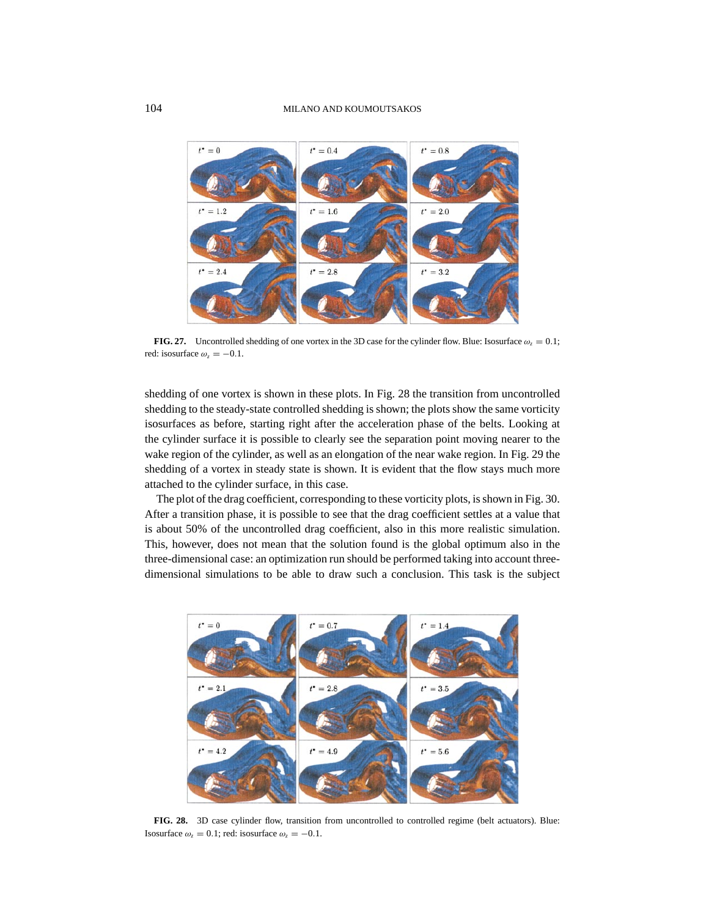**FIG. 27.** Uncontrolled shedding of one vortex in the 3D case for the cylinder flow. Blue: Isosurface $\omega_z = 0.1$; red: isosurface $\omega_z = -0.1$.

shedding of one vortex is shown in these plots. In Fig. 28 the transition from uncontrolled shedding to the steady-state controlled shedding is shown; the plots show the same vorticity isosurfaces as before, starting right after the acceleration phase of the belts. Looking at the cylinder surface it is possible to clearly see the separation point moving nearer to the wake region of the cylinder, as well as an elongation of the near wake region. In Fig. 29 the shedding of a vortex in steady state is shown. It is evident that the flow stays much more attached to the cylinder surface, in this case.

The plot of the drag coefficient, corresponding to these vorticity plots, is shown in Fig. 30. After a transition phase, it is possible to see that the drag coefficient settles at a value that is about 50% of the uncontrolled drag coefficient, also in this more realistic simulation. This, however, does not mean that the solution found is the global optimum also in the three-dimensional case: an optimization run should be performed taking into account three-dimensional simulations to be able to draw such a conclusion. This task is the subject

**FIG. 28.** 3D case cylinder flow, transition from uncontrolled to controlled regime (belt actuators). Blue: Isosurface $\omega_z = 0.1$; red: isosurface $\omega_z = -0.1$.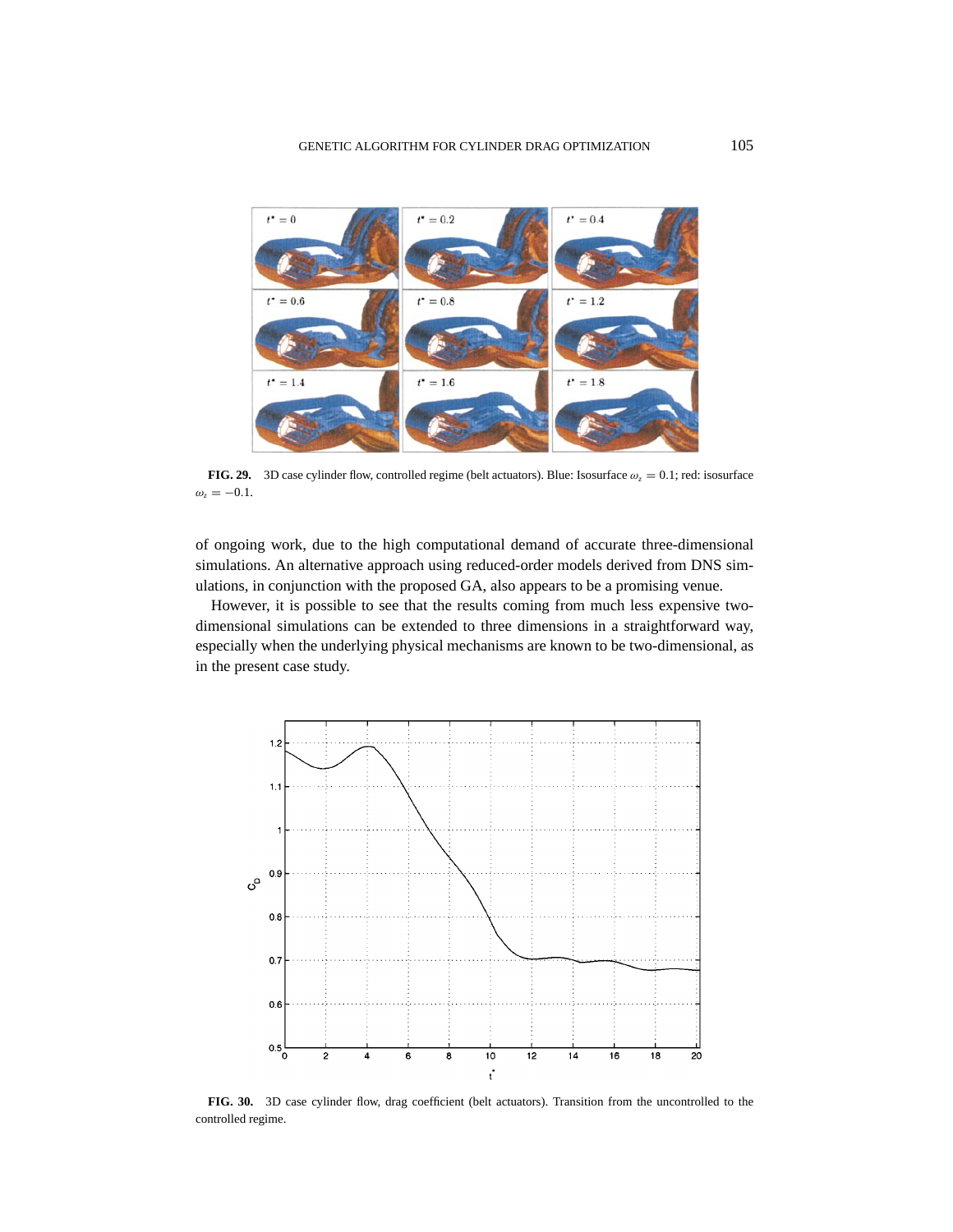**FIG. 29.** 3D case cylinder flow, controlled regime (belt actuators). Blue: Isosurface $\omega_z = 0.1$; red: isosurface $\omega_z = -0.1$.

of ongoing work, due to the high computational demand of accurate three-dimensional simulations. An alternative approach using reduced-order models derived from DNS simulations, in conjunction with the proposed GA, also appears to be a promising venue.

However, it is possible to see that the results coming from much less expensive two-dimensional simulations can be extended to three dimensions in a straightforward way, especially when the underlying physical mechanisms are known to be two-dimensional, as in the present case study.

**FIG. 30.** 3D case cylinder flow, drag coefficient (belt actuators). Transition from the uncontrolled to the controlled regime.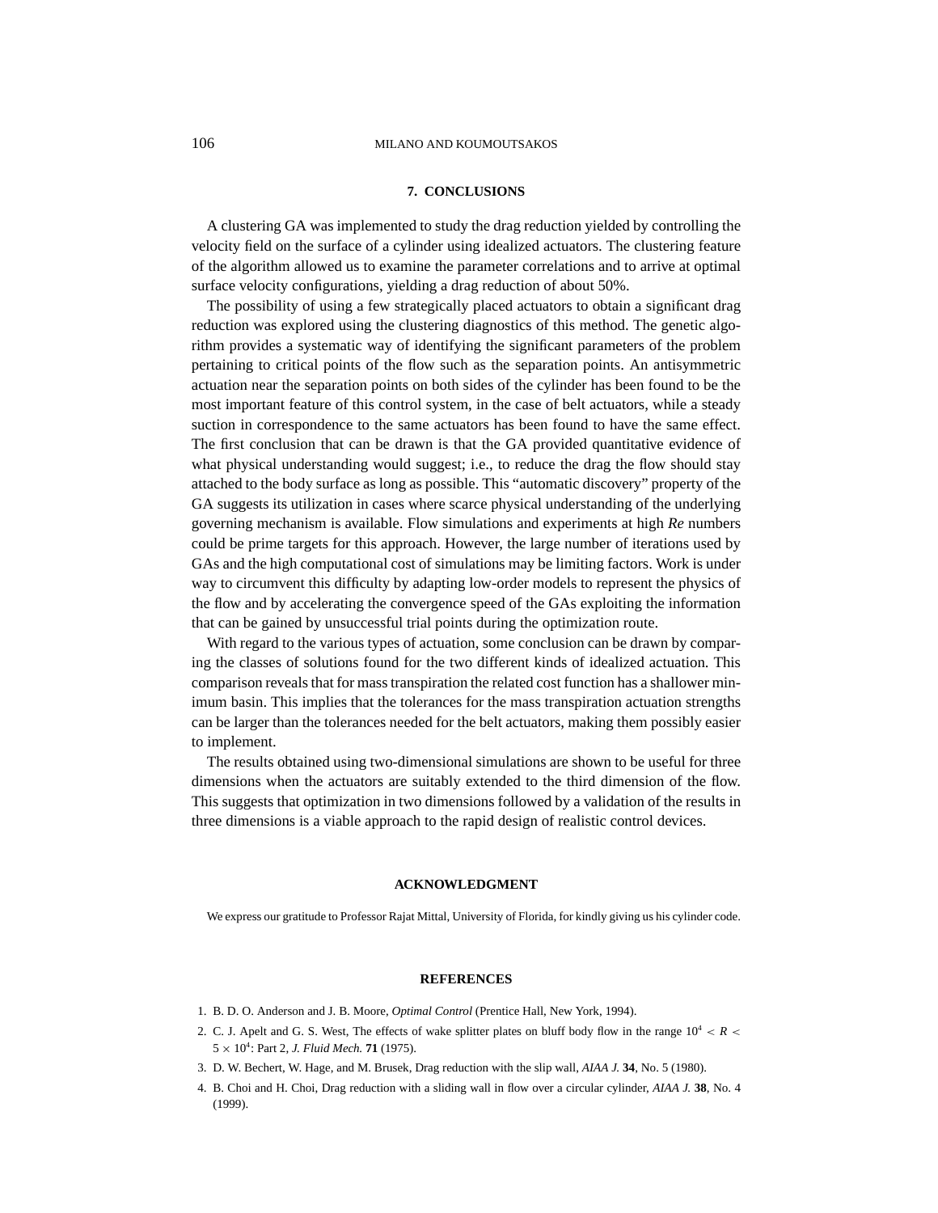## 7. CONCLUSIONS

A clustering GA was implemented to study the drag reduction yielded by controlling the velocity field on the surface of a cylinder using idealized actuators. The clustering feature of the algorithm allowed us to examine the parameter correlations and to arrive at optimal surface velocity configurations, yielding a drag reduction of about 50%.

The possibility of using a few strategically placed actuators to obtain a significant drag reduction was explored using the clustering diagnostics of this method. The genetic algorithm provides a systematic way of identifying the significant parameters of the problem pertaining to critical points of the flow such as the separation points. An antisymmetric actuation near the separation points on both sides of the cylinder has been found to be the most important feature of this control system, in the case of belt actuators, while a steady suction in correspondence to the same actuators has been found to have the same effect. The first conclusion that can be drawn is that the GA provided quantitative evidence of what physical understanding would suggest; i.e., to reduce the drag the flow should stay attached to the body surface as long as possible. This "automatic discovery" property of the GA suggests its utilization in cases where scarce physical understanding of the underlying governing mechanism is available. Flow simulations and experiments at high *Re* numbers could be prime targets for this approach. However, the large number of iterations used by GAs and the high computational cost of simulations may be limiting factors. Work is under way to circumvent this difficulty by adapting low-order models to represent the physics of the flow and by accelerating the convergence speed of the GAs exploiting the information that can be gained by unsuccessful trial points during the optimization route.

With regard to the various types of actuation, some conclusion can be drawn by comparing the classes of solutions found for the two different kinds of idealized actuation. This comparison reveals that for mass transpiration the related cost function has a shallower minimum basin. This implies that the tolerances for the mass transpiration actuation strengths can be larger than the tolerances needed for the belt actuators, making them possibly easier to implement.

The results obtained using two-dimensional simulations are shown to be useful for three dimensions when the actuators are suitably extended to the third dimension of the flow. This suggests that optimization in two dimensions followed by a validation of the results in three dimensions is a viable approach to the rapid design of realistic control devices.

## ACKNOWLEDGMENT

We express our gratitude to Professor Rajat Mittal, University of Florida, for kindly giving us his cylinder code.

## REFERENCES

1. B. D. O. Anderson and J. B. Moore, *Optimal Control* (Prentice Hall, New York, 1994).
2. C. J. Apelt and G. S. West, The effects of wake splitter plates on bluff body flow in the range $10^4 < R < 5 \times 10^4$: Part 2, *J. Fluid Mech.* **71** (1975).
3. D. W. Bechert, W. Hage, and M. Brusek, Drag reduction with the slip wall, *AIAA J.* **34**, No. 5 (1980).
4. B. Choi and H. Choi, Drag reduction with a sliding wall in flow over a circular cylinder, *AIAA J.* **38**, No. 4 (1999).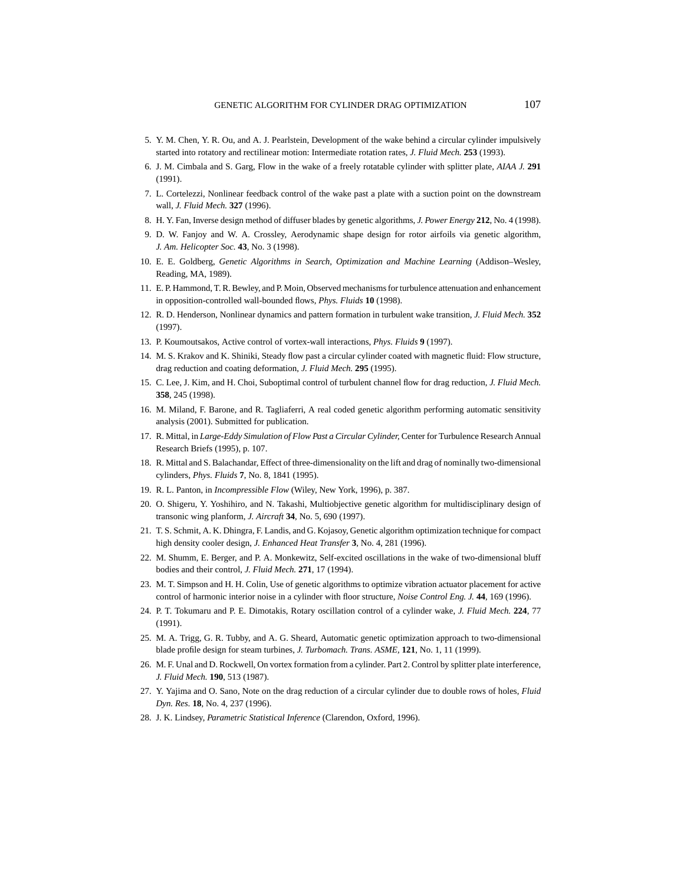5. Y. M. Chen, Y. R. Ou, and A. J. Pearlstein, Development of the wake behind a circular cylinder impulsively started into rotatory and rectilinear motion: Intermediate rotation rates, *J. Fluid Mech.* **253** (1993).
6. J. M. Cimbala and S. Garg, Flow in the wake of a freely rotatable cylinder with splitter plate, *AIAA J.* **291** (1991).
7. L. Cortelezzi, Nonlinear feedback control of the wake past a plate with a suction point on the downstream wall, *J. Fluid Mech.* **327** (1996).
8. H. Y. Fan, Inverse design method of diffuser blades by genetic algorithms, *J. Power Energy* **212**, No. 4 (1998).
9. D. W. Fanjoy and W. A. Crossley, Aerodynamic shape design for rotor airfoils via genetic algorithm, *J. Am. Helicopter Soc.* **43**, No. 3 (1998).
10. E. E. Goldberg, *Genetic Algorithms in Search, Optimization and Machine Learning* (Addison–Wesley, Reading, MA, 1989).
11. E. P. Hammond, T. R. Bewley, and P. Moin, Observed mechanisms for turbulence attenuation and enhancement in opposition-controlled wall-bounded flows, *Phys. Fluids* **10** (1998).
12. R. D. Henderson, Nonlinear dynamics and pattern formation in turbulent wake transition, *J. Fluid Mech.* **352** (1997).
13. P. Koumoutsakos, Active control of vortex-wall interactions, *Phys. Fluids* **9** (1997).
14. M. S. Krakov and K. Shiniki, Steady flow past a circular cylinder coated with magnetic fluid: Flow structure, drag reduction and coating deformation, *J. Fluid Mech.* **295** (1995).
15. C. Lee, J. Kim, and H. Choi, Suboptimal control of turbulent channel flow for drag reduction, *J. Fluid Mech.* **358**, 245 (1998).
16. M. Miland, F. Barone, and R. Tagliaferri, A real coded genetic algorithm performing automatic sensitivity analysis (2001). Submitted for publication.
17. R. Mittal, in *Large-Eddy Simulation of Flow Past a Circular Cylinder,* Center for Turbulence Research Annual Research Briefs (1995), p. 107.
18. R. Mittal and S. Balachandar, Effect of three-dimensionality on the lift and drag of nominally two-dimensional cylinders, *Phys. Fluids* **7**, No. 8, 1841 (1995).
19. R. L. Panton, in *Incompressible Flow* (Wiley, New York, 1996), p. 387.
20. O. Shigeru, Y. Yoshihiro, and N. Takashi, Multiobjective genetic algorithm for multidisciplinary design of transonic wing planform, *J. Aircraft* **34**, No. 5, 690 (1997).
21. T. S. Schmit, A. K. Dhingra, F. Landis, and G. Kojasoy, Genetic algorithm optimization technique for compact high density cooler design, *J. Enhanced Heat Transfer* **3**, No. 4, 281 (1996).
22. M. Shumm, E. Berger, and P. A. Monkewitz, Self-excited oscillations in the wake of two-dimensional bluff bodies and their control, *J. Fluid Mech.* **271**, 17 (1994).
23. M. T. Simpson and H. H. Colin, Use of genetic algorithms to optimize vibration actuator placement for active control of harmonic interior noise in a cylinder with floor structure, *Noise Control Eng. J.* **44**, 169 (1996).
24. P. T. Tokumaru and P. E. Dimotakis, Rotary oscillation control of a cylinder wake, *J. Fluid Mech.* **224**, 77 (1991).
25. M. A. Trigg, G. R. Tubby, and A. G. Sheard, Automatic genetic optimization approach to two-dimensional blade profile design for steam turbines, *J. Turbomach. Trans. ASME*, **121**, No. 1, 11 (1999).
26. M. F. Unal and D. Rockwell, On vortex formation from a cylinder. Part 2. Control by splitter plate interference, *J. Fluid Mech.* **190**, 513 (1987).
27. Y. Yajima and O. Sano, Note on the drag reduction of a circular cylinder due to double rows of holes, *Fluid Dyn. Res.* **18**, No. 4, 237 (1996).
28. J. K. Lindsey, *Parametric Statistical Inference* (Clarendon, Oxford, 1996).